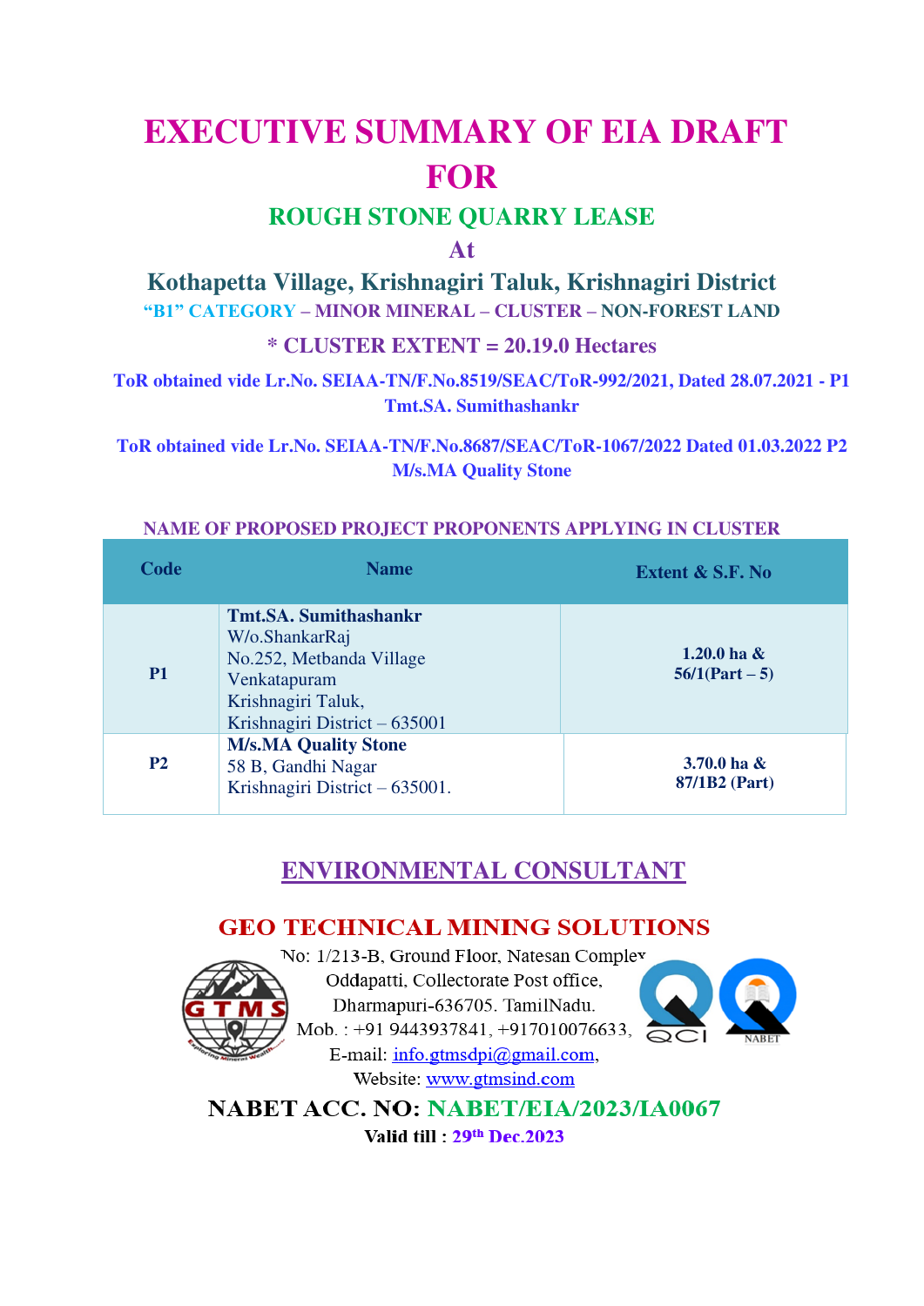# EXECUTIVE SUMMARY OF EIA DRAFT FOR

## ROUGH STONE QUARRY LEASE

## At

## Kothapetta Village, Krishnagiri Taluk, Krishnagiri District

**"B1" CATEGORY – MINOR MINERAL – CLUSTER – NON-FOREST LAND**

**\* CLUSTER EXTENT = 20.19.0 Hectares**

**ToR obtained vide Lr.No. SEIAA-TN/F.No.8519/SEAC/ToR-992/2021, Dated 28.07.2021 - P1 Tmt.SA. Sumithashankr**

**ToR obtained vide Lr.No. SEIAA-TN/F.No.8687/SEAC/ToR-1067/2022 Dated 01.03.2022 P2 M/s.MA Quality Stone**

**NAME OF PROPOSED PROJECT PROPONENTS APPLYING IN CLUSTER**

| Code | Name | Extent & S.F. No |
|---|---|---|
| **P1** | **Tmt.SA. Sumithashankr**<br>W/o.ShankarRaj<br>No.252, Metbanda Village<br>Venkatapuram<br>Krishnagiri Taluk,<br>Krishnagiri District – 635001 | **1.20.0 ha & 56/1(Part – 5)** |
| **P2** | **M/s.MA Quality Stone**<br>58 B, Gandhi Nagar<br>Krishnagiri District – 635001. | **3.70.0 ha & 87/1B2 (Part)** |

## ENVIRONMENTAL CONSULTANT

### GEO TECHNICAL MINING SOLUTIONS

No: 1/213-B, Ground Floor, Natesan Complex
Oddapatti, Collectorate Post office,
Dharmapuri-636705. TamilNadu.
Mob. : +91 9443937841, +917010076633,
E-mail: info.gtmsdpi@gmail.com,
Website: www.gtmsind.com

**NABET ACC. NO: NABET/EIA/2023/IA0067**

**Valid till : 29th Dec.2023**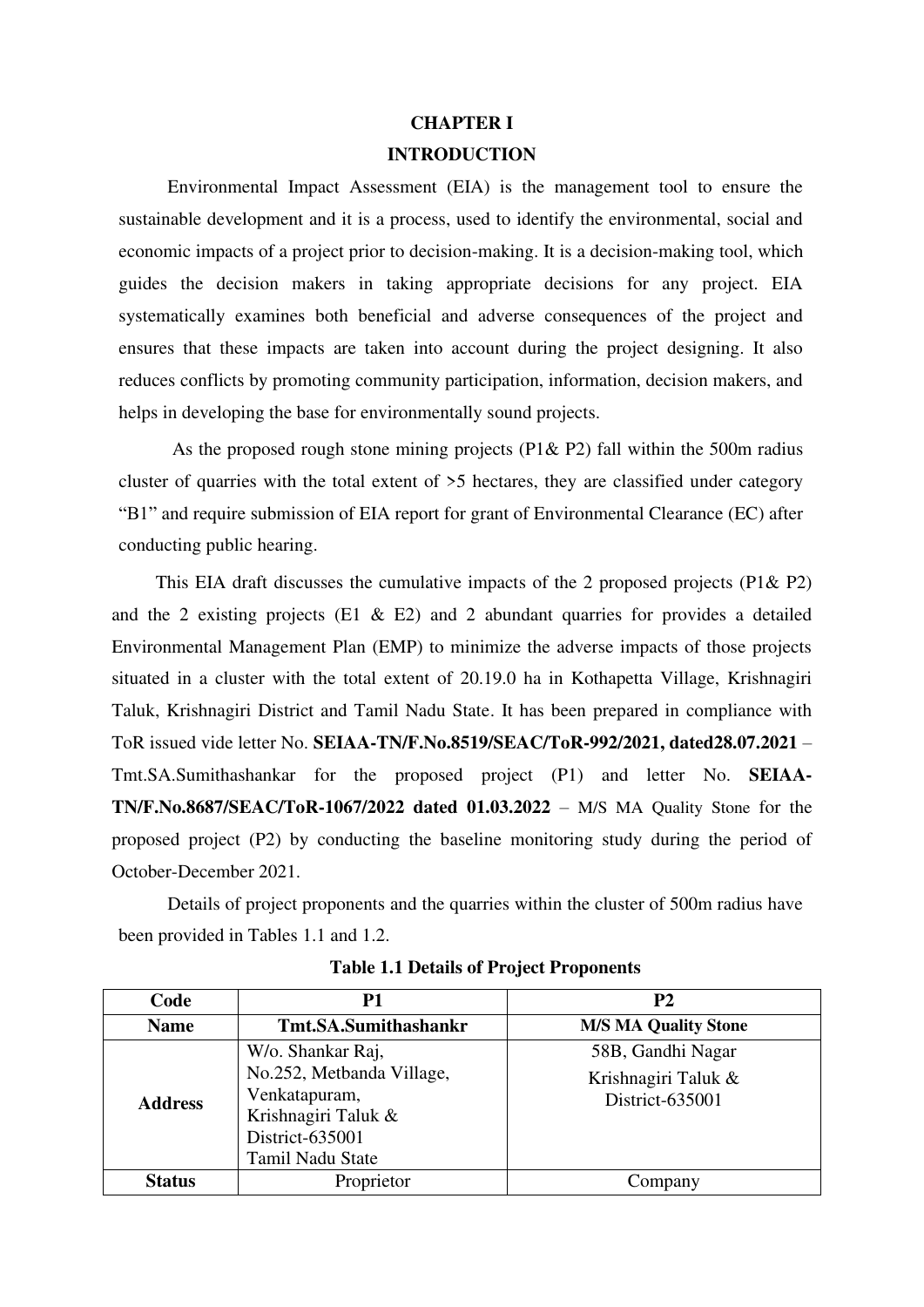# CHAPTER I

## INTRODUCTION

Environmental Impact Assessment (EIA) is the management tool to ensure the sustainable development and it is a process, used to identify the environmental, social and economic impacts of a project prior to decision-making. It is a decision-making tool, which guides the decision makers in taking appropriate decisions for any project. EIA systematically examines both beneficial and adverse consequences of the project and ensures that these impacts are taken into account during the project designing. It also reduces conflicts by promoting community participation, information, decision makers, and helps in developing the base for environmentally sound projects.

As the proposed rough stone mining projects (P1& P2) fall within the 500m radius cluster of quarries with the total extent of >5 hectares, they are classified under category "B1" and require submission of EIA report for grant of Environmental Clearance (EC) after conducting public hearing.

This EIA draft discusses the cumulative impacts of the 2 proposed projects (P1& P2) and the 2 existing projects (E1 & E2) and 2 abundant quarries for provides a detailed Environmental Management Plan (EMP) to minimize the adverse impacts of those projects situated in a cluster with the total extent of 20.19.0 ha in Kothapetta Village, Krishnagiri Taluk, Krishnagiri District and Tamil Nadu State. It has been prepared in compliance with ToR issued vide letter No. **SEIAA-TN/F.No.8519/SEAC/ToR-992/2021, dated28.07.2021** – Tmt.SA.Sumithashankar for the proposed project (P1) and letter No. **SEIAA-TN/F.No.8687/SEAC/ToR-1067/2022 dated 01.03.2022** – M/S MA Quality Stone for the proposed project (P2) by conducting the baseline monitoring study during the period of October-December 2021.

Details of project proponents and the quarries within the cluster of 500m radius have been provided in Tables 1.1 and 1.2.

**Table 1.1 Details of Project Proponents**

| Code | P1 | P2 |
|---|---|---|
| **Name** | **Tmt.SA.Sumithashankr** | **M/S MA Quality Stone** |
| **Address** | W/o. Shankar Raj,<br>No.252, Metbanda Village,<br>Venkatapuram,<br>Krishnagiri Taluk &<br>District-635001<br>Tamil Nadu State | 58B, Gandhi Nagar<br>Krishnagiri Taluk &<br>District-635001 |
| **Status** | Proprietor | Company |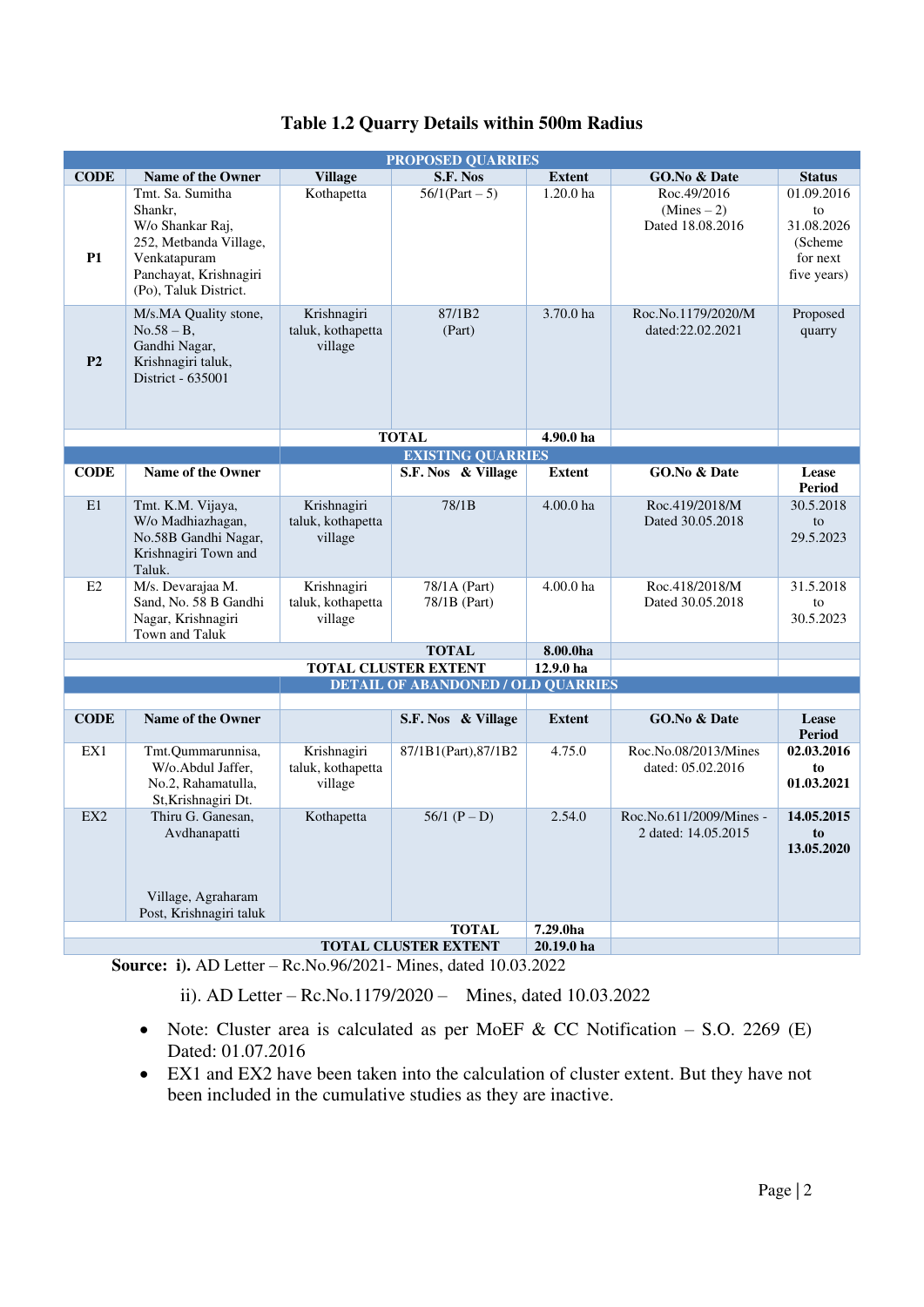## Table 1.2 Quarry Details within 500m Radius

| PROPOSED QUARRIES | | | | | | |
|---|---|---|---|---|---|---|
| **CODE** | **Name of the Owner** | **Village** | **S.F. Nos** | **Extent** | **GO.No & Date** | **Status** |
| **P1** | Tmt. Sa. Sumitha Shankr, W/o Shankar Raj, 252, Metbanda Village, Venkatapuram Panchayat, Krishnagiri (Po), Taluk District. | Kothapetta | 56/1(Part – 5) | 1.20.0 ha | Roc.49/2016 (Mines – 2) Dated 18.08.2016 | 01.09.2016 to 31.08.2026 (Scheme for next five years) |
| **P2** | M/s.MA Quality stone, No.58 – B, Gandhi Nagar, Krishnagiri taluk, District - 635001 | Krishnagiri taluk, kothapetta village | 87/1B2 (Part) | 3.70.0 ha | Roc.No.1179/2020/M dated:22.02.2021 | Proposed quarry |
| | | **TOTAL** | | **4.90.0 ha** | | |
| | | **EXISTING QUARRIES** | | | | |
| **CODE** | **Name of the Owner** | | **S.F. Nos & Village** | **Extent** | **GO.No & Date** | **Lease Period** |
| E1 | Tmt. K.M. Vijaya, W/o Madhiazhagan, No.58B Gandhi Nagar, Krishnagiri Town and Taluk. | Krishnagiri taluk, kothapetta village | 78/1B | 4.00.0 ha | Roc.419/2018/M Dated 30.05.2018 | 30.5.2018 to 29.5.2023 |
| E2 | M/s. Devarajaa M. Sand, No. 58 B Gandhi Nagar, Krishnagiri Town and Taluk | Krishnagiri taluk, kothapetta village | 78/1A (Part) 78/1B (Part) | 4.00.0 ha | Roc.418/2018/M Dated 30.05.2018 | 31.5.2018 to 30.5.2023 |
| | | | **TOTAL** | **8.00.0ha** | | |
| | | **TOTAL CLUSTER EXTENT** | | **12.9.0 ha** | | |
| | | **DETAIL OF ABANDONED / OLD QUARRIES** | | | | |
| **CODE** | **Name of the Owner** | | **S.F. Nos & Village** | **Extent** | **GO.No & Date** | **Lease Period** |
| EX1 | Tmt.Qummarunnisa, W/o.Abdul Jaffer, No.2, Rahamatulla, St,Krishnagiri Dt. | Krishnagiri taluk, kothapetta village | 87/1B1(Part),87/1B2 | 4.75.0 | Roc.No.08/2013/Mines dated: 05.02.2016 | **02.03.2016 to 01.03.2021** |
| EX2 | Thiru G. Ganesan, Avdhanapatti Village, Agraharam Post, Krishnagiri taluk | Kothapetta | 56/1 (P – D) | 2.54.0 | Roc.No.611/2009/Mines - 2 dated: 14.05.2015 | **14.05.2015 to 13.05.2020** |
| | | | **TOTAL** | **7.29.0ha** | | |
| | | **TOTAL CLUSTER EXTENT** | | **20.19.0 ha** | | |

**Source: i).** AD Letter – Rc.No.96/2021- Mines, dated 10.03.2022

ii). AD Letter – Rc.No.1179/2020 – Mines, dated 10.03.2022

- Note: Cluster area is calculated as per MoEF & CC Notification – S.O. 2269 (E) Dated: 01.07.2016
- EX1 and EX2 have been taken into the calculation of cluster extent. But they have not been included in the cumulative studies as they are inactive.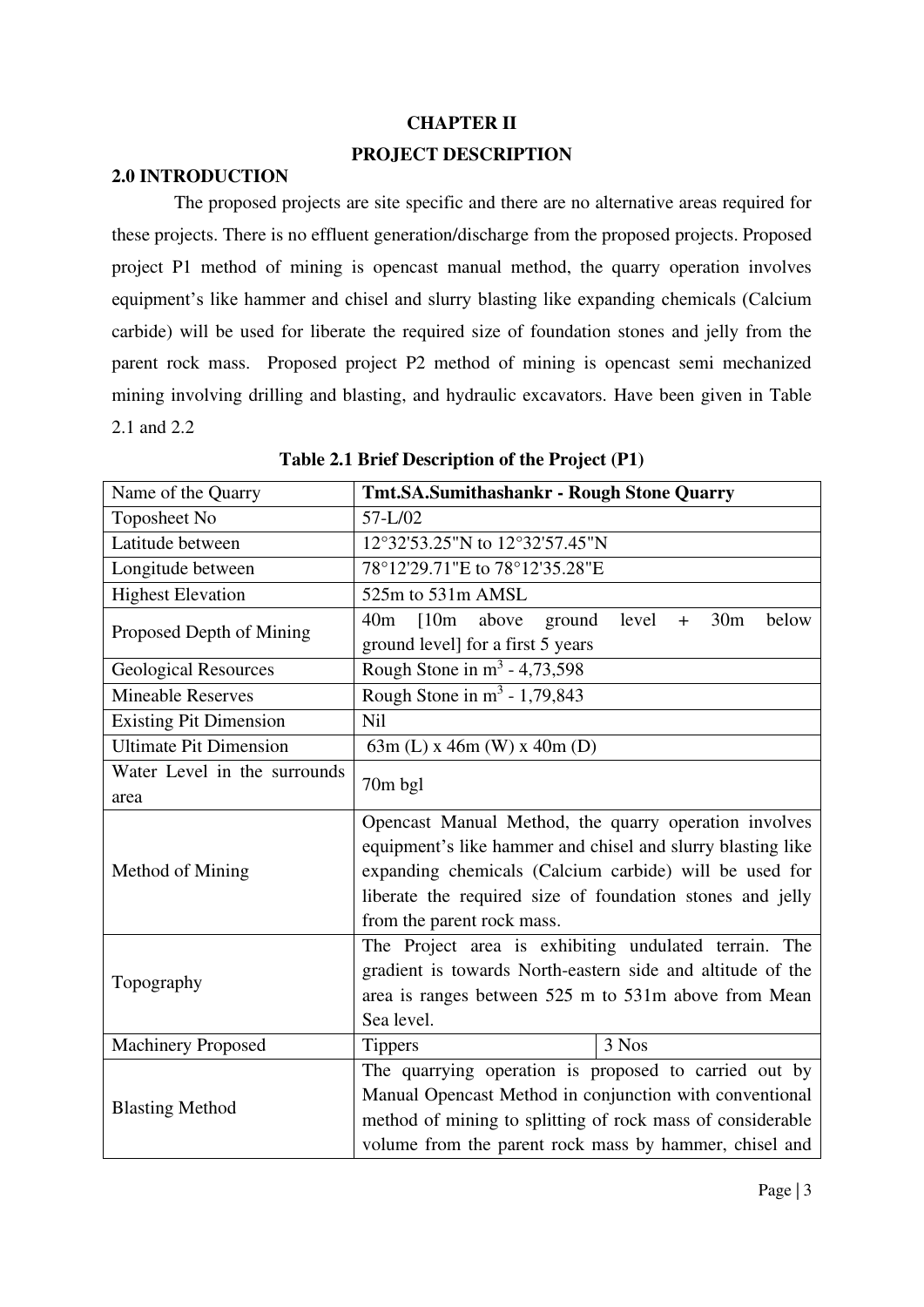# CHAPTER II

# PROJECT DESCRIPTION

## 2.0 INTRODUCTION

The proposed projects are site specific and there are no alternative areas required for these projects. There is no effluent generation/discharge from the proposed projects. Proposed project P1 method of mining is opencast manual method, the quarry operation involves equipment's like hammer and chisel and slurry blasting like expanding chemicals (Calcium carbide) will be used for liberate the required size of foundation stones and jelly from the parent rock mass. Proposed project P2 method of mining is opencast semi mechanized mining involving drilling and blasting, and hydraulic excavators. Have been given in Table 2.1 and 2.2

**Table 2.1 Brief Description of the Project (P1)**

| Name of the Quarry | **Tmt.SA.Sumithashankr - Rough Stone Quarry** | |
|---|---|---|
| Toposheet No | 57-L/02 | |
| Latitude between | 12°32'53.25"N to 12°32'57.45"N | |
| Longitude between | 78°12'29.71"E to 78°12'35.28"E | |
| Highest Elevation | 525m to 531m AMSL | |
| Proposed Depth of Mining | 40m [10m above ground level + 30m below ground level] for a first 5 years | |
| Geological Resources | Rough Stone in $m^3$ - 4,73,598 | |
| Mineable Reserves | Rough Stone in $m^3$ - 1,79,843 | |
| Existing Pit Dimension | Nil | |
| Ultimate Pit Dimension | 63m (L) x 46m (W) x 40m (D) | |
| Water Level in the surrounds area | 70m bgl | |
| Method of Mining | Opencast Manual Method, the quarry operation involves equipment's like hammer and chisel and slurry blasting like expanding chemicals (Calcium carbide) will be used for liberate the required size of foundation stones and jelly from the parent rock mass. | |
| Topography | The Project area is exhibiting undulated terrain. The gradient is towards North-eastern side and altitude of the area is ranges between 525 m to 531m above from Mean Sea level. | |
| Machinery Proposed | Tippers | 3 Nos |
| Blasting Method | The quarrying operation is proposed to carried out by Manual Opencast Method in conjunction with conventional method of mining to splitting of rock mass of considerable volume from the parent rock mass by hammer, chisel and | |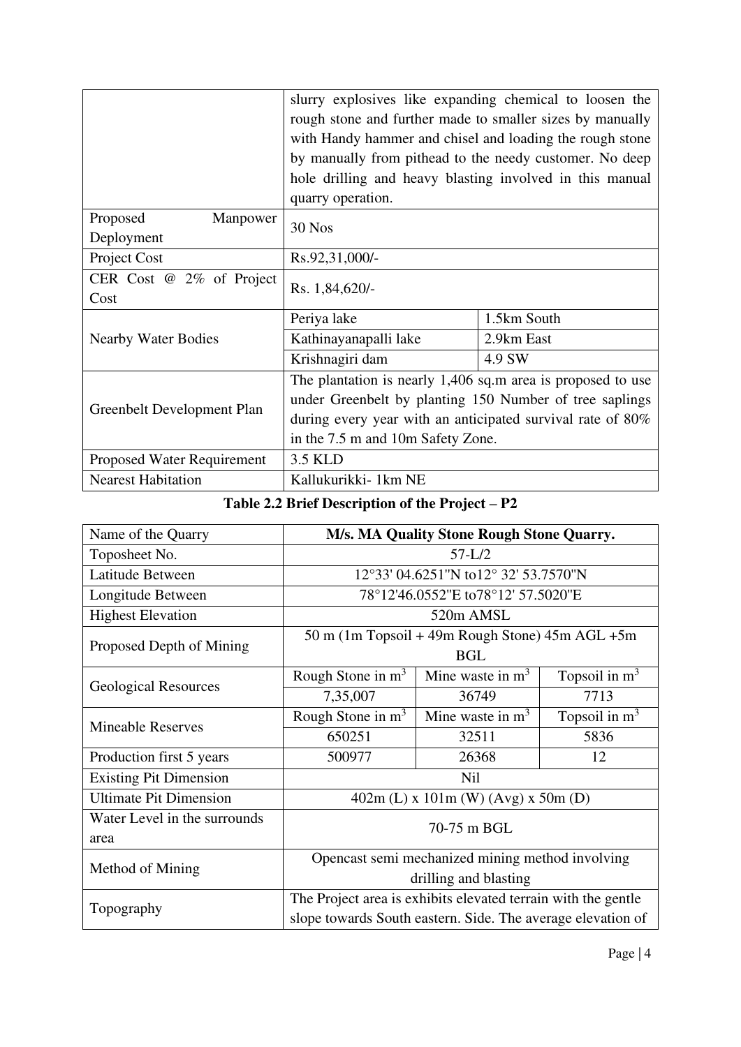| | | |
|---|---|---|
| | slurry explosives like expanding chemical to loosen the rough stone and further made to smaller sizes by manually with Handy hammer and chisel and loading the rough stone by manually from pithead to the needy customer. No deep hole drilling and heavy blasting involved in this manual quarry operation. | |
| Proposed Manpower Deployment | 30 Nos | |
| Project Cost | Rs.92,31,000/- | |
| CER Cost @ 2% of Project Cost | Rs. 1,84,620/- | |
| Nearby Water Bodies | Periya lake | 1.5km South |
| | Kathinayanapalli lake | 2.9km East |
| | Krishnagiri dam | 4.9 SW |
| Greenbelt Development Plan | The plantation is nearly 1,406 sq.m area is proposed to use under Greenbelt by planting 150 Number of tree saplings during every year with an anticipated survival rate of 80% in the 7.5 m and 10m Safety Zone. | |
| Proposed Water Requirement | 3.5 KLD | |
| Nearest Habitation | Kallukurikki- 1km NE | |

**Table 2.2 Brief Description of the Project – P2**

| | | | |
|---|---|---|---|
| Name of the Quarry | **M/s. MA Quality Stone Rough Stone Quarry.** | | |
| Toposheet No. | 57-L/2 | | |
| Latitude Between | 12°33' 04.6251"N to12° 32' 53.7570"N | | |
| Longitude Between | 78°12'46.0552"E to78°12' 57.5020"E | | |
| Highest Elevation | 520m AMSL | | |
| Proposed Depth of Mining | 50 m (1m Topsoil + 49m Rough Stone) 45m AGL +5m BGL | | |
| Geological Resources | Rough Stone in $m^3$ | Mine waste in $m^3$ | Topsoil in $m^3$ |
| | 7,35,007 | 36749 | 7713 |
| Mineable Reserves | Rough Stone in $m^3$ | Mine waste in $m^3$ | Topsoil in $m^3$ |
| | 650251 | 32511 | 5836 |
| Production first 5 years | 500977 | 26368 | 12 |
| Existing Pit Dimension | Nil | | |
| Ultimate Pit Dimension | 402m (L) x 101m (W) (Avg) x 50m (D) | | |
| Water Level in the surrounds area | 70-75 m BGL | | |
| Method of Mining | Opencast semi mechanized mining method involving drilling and blasting | | |
| Topography | The Project area is exhibits elevated terrain with the gentle slope towards South eastern. Side. The average elevation of | | |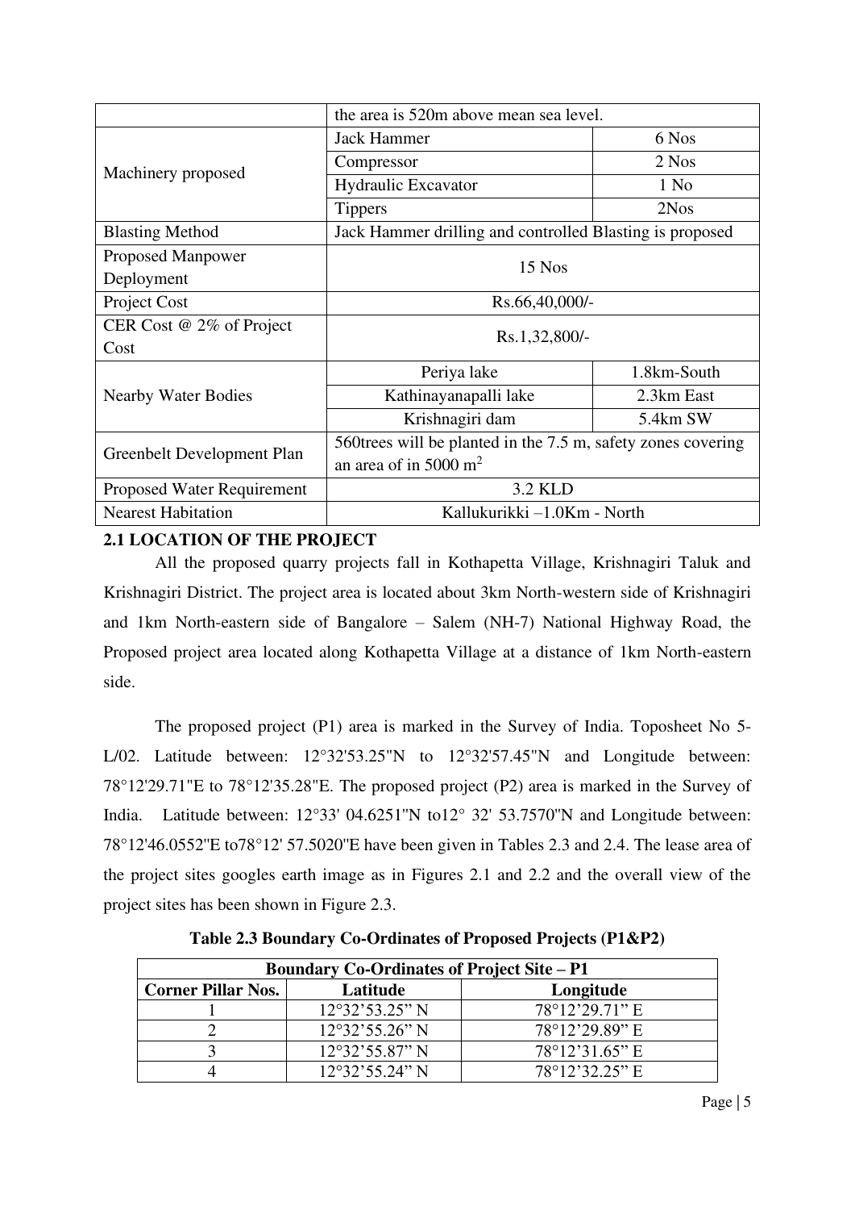| | | |
|---|---|---|
| | the area is 520m above mean sea level. | |
| Machinery proposed | Jack Hammer | 6 Nos |
| | Compressor | 2 Nos |
| | Hydraulic Excavator | 1 No |
| | Tippers | 2Nos |
| Blasting Method | Jack Hammer drilling and controlled Blasting is proposed | |
| Proposed Manpower Deployment | 15 Nos | |
| Project Cost | Rs.66,40,000/- | |
| CER Cost @ 2% of Project Cost | Rs.1,32,800/- | |
| Nearby Water Bodies | Periya lake | 1.8km-South |
| | Kathinayanapalli lake | 2.3km East |
| | Krishnagiri dam | 5.4km SW |
| Greenbelt Development Plan | 560trees will be planted in the 7.5 m, safety zones covering an area of in 5000 $m^2$ | |
| Proposed Water Requirement | 3.2 KLD | |
| Nearest Habitation | Kallukurikki –1.0Km - North | |

## 2.1 LOCATION OF THE PROJECT

All the proposed quarry projects fall in Kothapetta Village, Krishnagiri Taluk and Krishnagiri District. The project area is located about 3km North-western side of Krishnagiri and 1km North-eastern side of Bangalore – Salem (NH-7) National Highway Road, the Proposed project area located along Kothapetta Village at a distance of 1km North-eastern side.

The proposed project (P1) area is marked in the Survey of India. Toposheet No 5-L/02. Latitude between: 12°32'53.25"N to 12°32'57.45"N and Longitude between: 78°12'29.71"E to 78°12'35.28"E. The proposed project (P2) area is marked in the Survey of India. Latitude between: 12°33' 04.6251"N to12° 32' 53.7570"N and Longitude between: 78°12'46.0552"E to78°12' 57.5020"E have been given in Tables 2.3 and 2.4. The lease area of the project sites googles earth image as in Figures 2.1 and 2.2 and the overall view of the project sites has been shown in Figure 2.3.

**Table 2.3 Boundary Co-Ordinates of Proposed Projects (P1&P2)**

| Boundary Co-Ordinates of Project Site – P1 | | |
|---|---|---|
| **Corner Pillar Nos.** | **Latitude** | **Longitude** |
| 1 | 12°32'53.25" N | 78°12'29.71" E |
| 2 | 12°32'55.26" N | 78°12'29.89" E |
| 3 | 12°32'55.87" N | 78°12'31.65" E |
| 4 | 12°32'55.24" N | 78°12'32.25" E |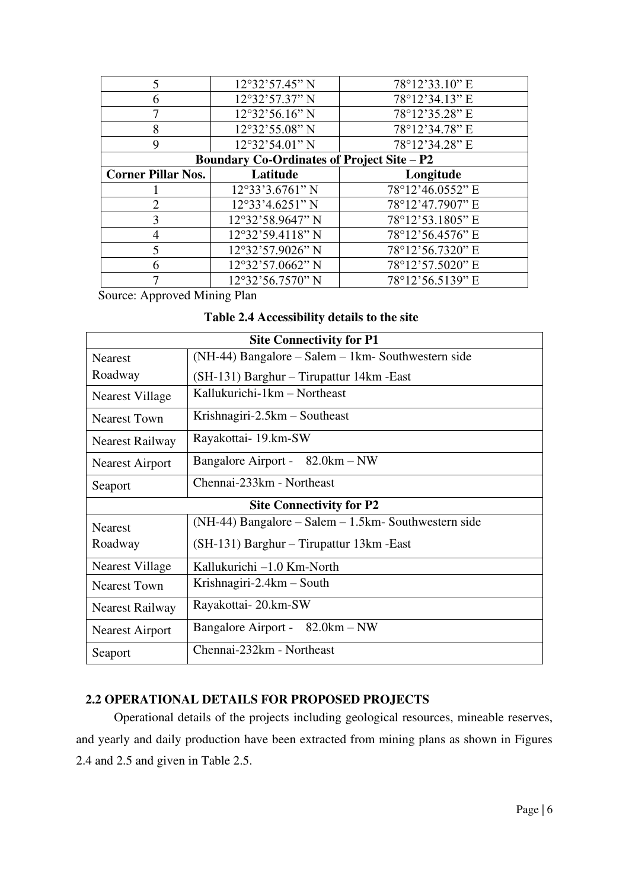| 5 | 12°32’57.45” N | 78°12’33.10” E |
|---|---|---|
| 6 | 12°32’57.37” N | 78°12’34.13” E |
| 7 | 12°32’56.16” N | 78°12’35.28” E |
| 8 | 12°32’55.08” N | 78°12’34.78” E |
| 9 | 12°32’54.01” N | 78°12’34.28” E |
| **Boundary Co-Ordinates of Project Site – P2** | | |
| **Corner Pillar Nos.** | **Latitude** | **Longitude** |
| 1 | 12°33’3.6761” N | 78°12’46.0552” E |
| 2 | 12°33’4.6251” N | 78°12’47.7907” E |
| 3 | 12°32’58.9647” N | 78°12’53.1805” E |
| 4 | 12°32’59.4118” N | 78°12’56.4576” E |
| 5 | 12°32’57.9026” N | 78°12’56.7320” E |
| 6 | 12°32’57.0662” N | 78°12’57.5020” E |
| 7 | 12°32’56.7570” N | 78°12’56.5139” E |

Source: Approved Mining Plan

**Table 2.4 Accessibility details to the site**

| **Site Connectivity for P1** | |
|---|---|
| Nearest Roadway | (NH-44) Bangalore – Salem – 1km- Southwestern side<br>(SH-131) Barghur – Tirupattur 14km -East |
| Nearest Village | Kallukurichi-1km – Northeast |
| Nearest Town | Krishnagiri-2.5km – Southeast |
| Nearest Railway | Rayakottai- 19.km-SW |
| Nearest Airport | Bangalore Airport - 82.0km – NW |
| Seaport | Chennai-233km - Northeast |
| **Site Connectivity for P2** | |
| Nearest Roadway | (NH-44) Bangalore – Salem – 1.5km- Southwestern side<br>(SH-131) Barghur – Tirupattur 13km -East |
| Nearest Village | Kallukurichi –1.0 Km-North |
| Nearest Town | Krishnagiri-2.4km – South |
| Nearest Railway | Rayakottai- 20.km-SW |
| Nearest Airport | Bangalore Airport - 82.0km – NW |
| Seaport | Chennai-232km - Northeast |

## 2.2 OPERATIONAL DETAILS FOR PROPOSED PROJECTS

Operational details of the projects including geological resources, mineable reserves, and yearly and daily production have been extracted from mining plans as shown in Figures 2.4 and 2.5 and given in Table 2.5.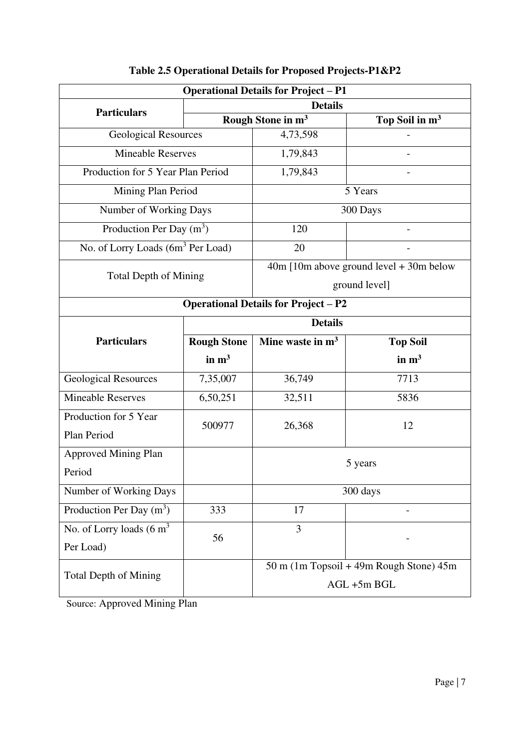**Table 2.5 Operational Details for Proposed Projects-P1&P2**

| Operational Details for Project – P1 | | |
|---|---|---|
| **Particulars** | **Details** | |
| | **Rough Stone in $m^3$** | **Top Soil in $m^3$** |
| Geological Resources | 4,73,598 | - |
| Mineable Reserves | 1,79,843 | - |
| Production for 5 Year Plan Period | 1,79,843 | - |
| Mining Plan Period | 5 Years | |
| Number of Working Days | 300 Days | |
| Production Per Day ($m^3$) | 120 | - |
| No. of Lorry Loads ($6m^3$ Per Load) | 20 | - |
| Total Depth of Mining | 40m [10m above ground level + 30m below ground level] | |

| Operational Details for Project – P2 | | | |
|---|---|---|---|
| **Particulars** | **Details** | | |
| | **Rough Stone in $m^3$** | **Mine waste in $m^3$** | **Top Soil in $m^3$** |
| Geological Resources | 7,35,007 | 36,749 | 7713 |
| Mineable Reserves | 6,50,251 | 32,511 | 5836 |
| Production for 5 Year Plan Period | 500977 | 26,368 | 12 |
| Approved Mining Plan Period | | 5 years | |
| Number of Working Days | | 300 days | |
| Production Per Day ($m^3$) | 333 | 17 | - |
| No. of Lorry loads (6 $m^3$ Per Load) | 56 | 3 | - |
| Total Depth of Mining | | 50 m (1m Topsoil + 49m Rough Stone) 45m AGL +5m BGL | |

Source: Approved Mining Plan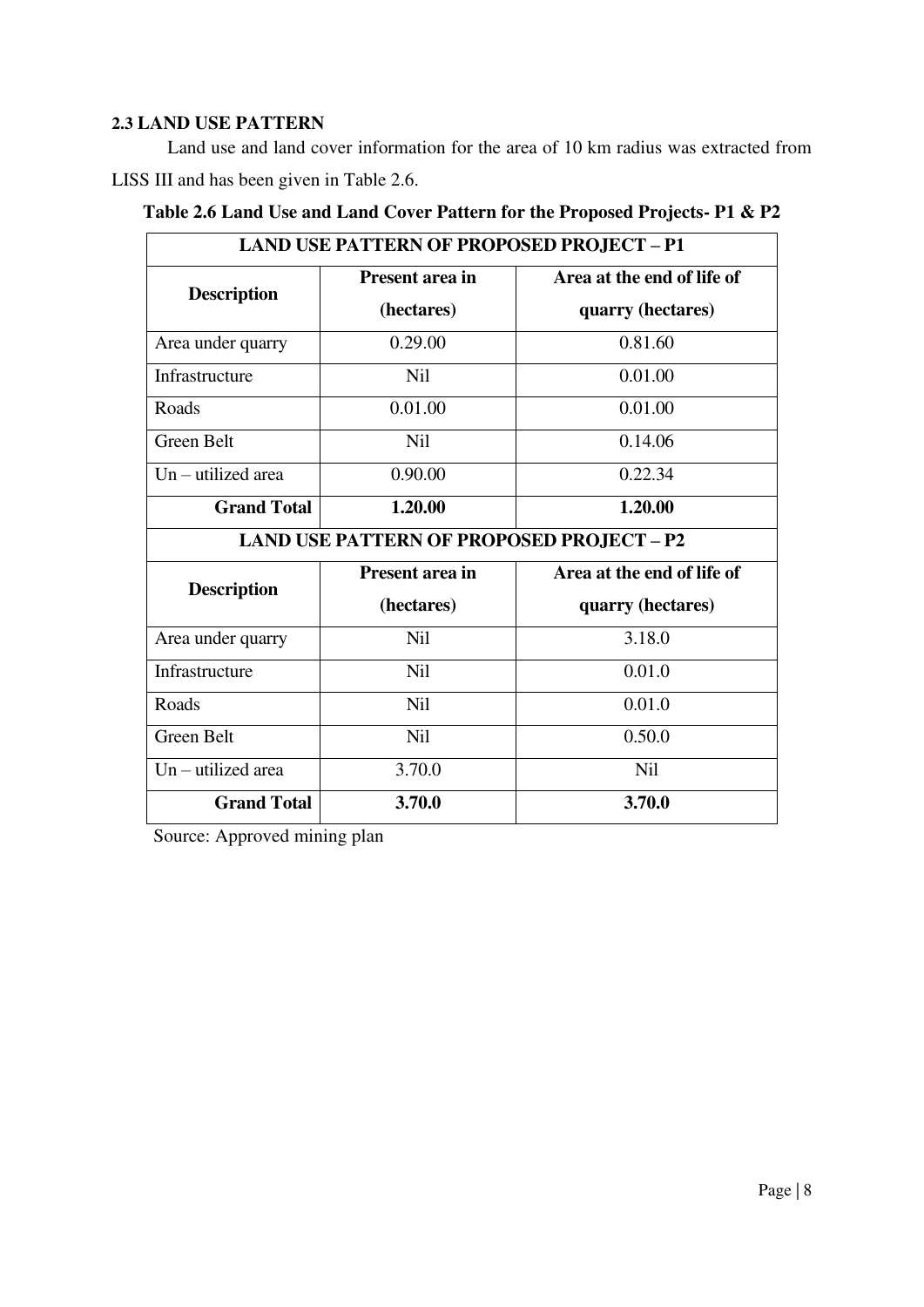### 2.3 LAND USE PATTERN

Land use and land cover information for the area of 10 km radius was extracted from LISS III and has been given in Table 2.6.

**Table 2.6 Land Use and Land Cover Pattern for the Proposed Projects- P1 & P2**

| LAND USE PATTERN OF PROPOSED PROJECT – P1 | | |
|---|---|---|
| **Description** | **Present area in (hectares)** | **Area at the end of life of quarry (hectares)** |
| Area under quarry | 0.29.00 | 0.81.60 |
| Infrastructure | Nil | 0.01.00 |
| Roads | 0.01.00 | 0.01.00 |
| Green Belt | Nil | 0.14.06 |
| Un – utilized area | 0.90.00 | 0.22.34 |
| **Grand Total** | **1.20.00** | **1.20.00** |
| **LAND USE PATTERN OF PROPOSED PROJECT – P2** | | |
| **Description** | **Present area in (hectares)** | **Area at the end of life of quarry (hectares)** |
| Area under quarry | Nil | 3.18.0 |
| Infrastructure | Nil | 0.01.0 |
| Roads | Nil | 0.01.0 |
| Green Belt | Nil | 0.50.0 |
| Un – utilized area | 3.70.0 | Nil |
| **Grand Total** | **3.70.0** | **3.70.0** |

Source: Approved mining plan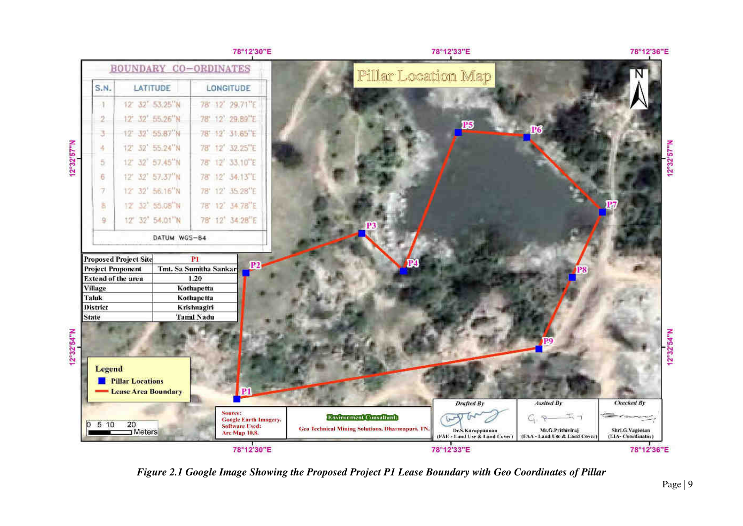Pillar Location Map

**BOUNDARY CO-ORDINATES**

| S.N. | LATITUDE | LONGITUDE |
|---|---|---|
| 1 | 12° 32' 53.25"N | 78° 12' 29.71"E |
| 2 | 12° 32' 55.26"N | 78° 12' 29.89"E |
| 3 | 12° 32' 55.87"N | 78° 12' 31.65"E |
| 4 | 12° 32' 55.24"N | 78° 12' 32.25"E |
| 5 | 12° 32' 57.45"N | 78° 12' 33.10"E |
| 6 | 12° 32' 57.37"N | 78° 12' 34.13"E |
| 7 | 12° 32' 56.16"N | 78° 12' 35.28"E |
| 8 | 12° 32' 55.08"N | 78° 12' 34.78"E |
| 9 | 12° 32' 54.01"N | 78° 12' 34.28"E |

DATUM WGS-84

| Proposed Project Site | P1 |
|---|---|
| Project Proponent | Tmt. Sa Sumitha Sankar |
| Extend of the area | 1.20 |
| Village | Kothapetta |
| Taluk | Kothapetta |
| District | Krishnagiri |
| State | Tamil Nadu |

Legend
- Pillar Locations
- Lease Area Boundary

Source: Google Earth Imagery. Software Used: Arc Map 10.8.

Environment Consultant: Geo Technical Mining Solutions, Dharmapuri, TN.

| Drafted By | Assited By | Checked By |
|---|---|---|
| Dr.S.Karuppannan (FAE - Land Use & Land Cover) | Mr.G.Prithiviraj (FAA - Land Use & Land Cover) | Shri.G.Vageesan (EIA- Coordinator) |

*Figure 2.1 Google Image Showing the Proposed Project P1 Lease Boundary with Geo Coordinates of Pillar*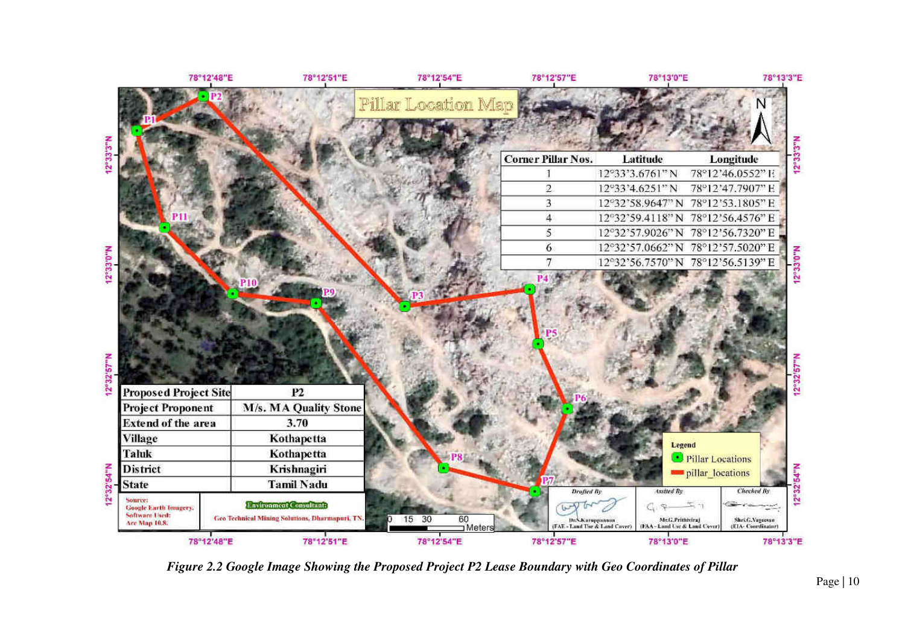# Pillar Location Map

| Corner Pillar Nos. | Latitude | Longitude |
|---|---|---|
| 1 | 12°33'3.6761" N | 78°12'46.0552" E |
| 2 | 12°33'4.6251" N | 78°12'47.7907" E |
| 3 | 12°32'58.9647" N | 78°12'53.1805" E |
| 4 | 12°32'59.4118" N | 78°12'56.4576" E |
| 5 | 12°32'57.9026" N | 78°12'56.7320" E |
| 6 | 12°32'57.0662" N | 78°12'57.5020" E |
| 7 | 12°32'56.7570" N | 78°12'56.5139" E |

| Proposed Project Site | P2 |
|---|---|
| Project Proponent | M/s. MA Quality Stone |
| Extend of the area | 3.70 |
| Village | Kothapetta |
| Taluk | Kothapetta |
| District | Krishnagiri |
| State | Tamil Nadu |

Source: Google Earth Imagery. Software Used: Arc Map 10.8.

Environment Consultant: Geo Technical Mining Solutions, Dharmapuri, TN.

Legend: Pillar Locations; pillar_locations

| Drafted By | Assisted By | Checked By |
|---|---|---|
| Dr.S.Karuppannan (FAE - Land Use & Land Cover) | Mr.G.Prithiviraj (FAA - Land Use & Land Cover) | Shri.G.Vageesan (EIA- Coordinator) |

*Figure 2.2 Google Image Showing the Proposed Project P2 Lease Boundary with Geo Coordinates of Pillar*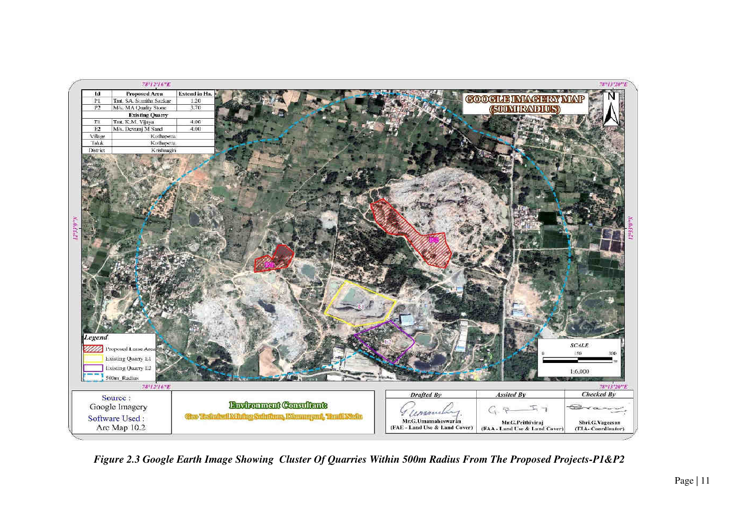| Id | Proposed Area | Extend in Ha. |
|---|---|---|
| P1 | Tmt. SA. Smitha Sarkar | 1.20 |
| P2 | M/s. MA Quality Stone | 3.70 |
| Existing Quarry | | |
| E1 | Tmt. K.M. Vijaya | 4.00 |
| E2 | M/s. Devaraj M Sand | 4.00 |
| Village | Kodhapetta | |
| Taluk | Kodhapetta | |
| District | Krishnagiri | |

GOOGLE IMAGERY MAP (500M RADIUS)

Legend

- Proposed Lease Area
- Existing Quarry E1
- Existing Quarry E2
- 500m Radius

SCALE 1:6,000

| Source : Google Imagery Software Used : Arc Map 10.2 | Environment Consultant: Geo Technical Mining Solutions, Dharmapuri, Tamil Nadu | Drafted By: Mr.G.Umamaheswaran (FAE - Land Use & Land Cover) | Assisted By: Mr.G.Prithiviraj (FAA - Land Use & Land Cover) | Checked By: Shri.G.Vageesan (EIA- Coordinator) |
|---|---|---|---|---|

*Figure 2.3 Google Earth Image Showing Cluster Of Quarries Within 500m Radius From The Proposed Projects-P1&P2*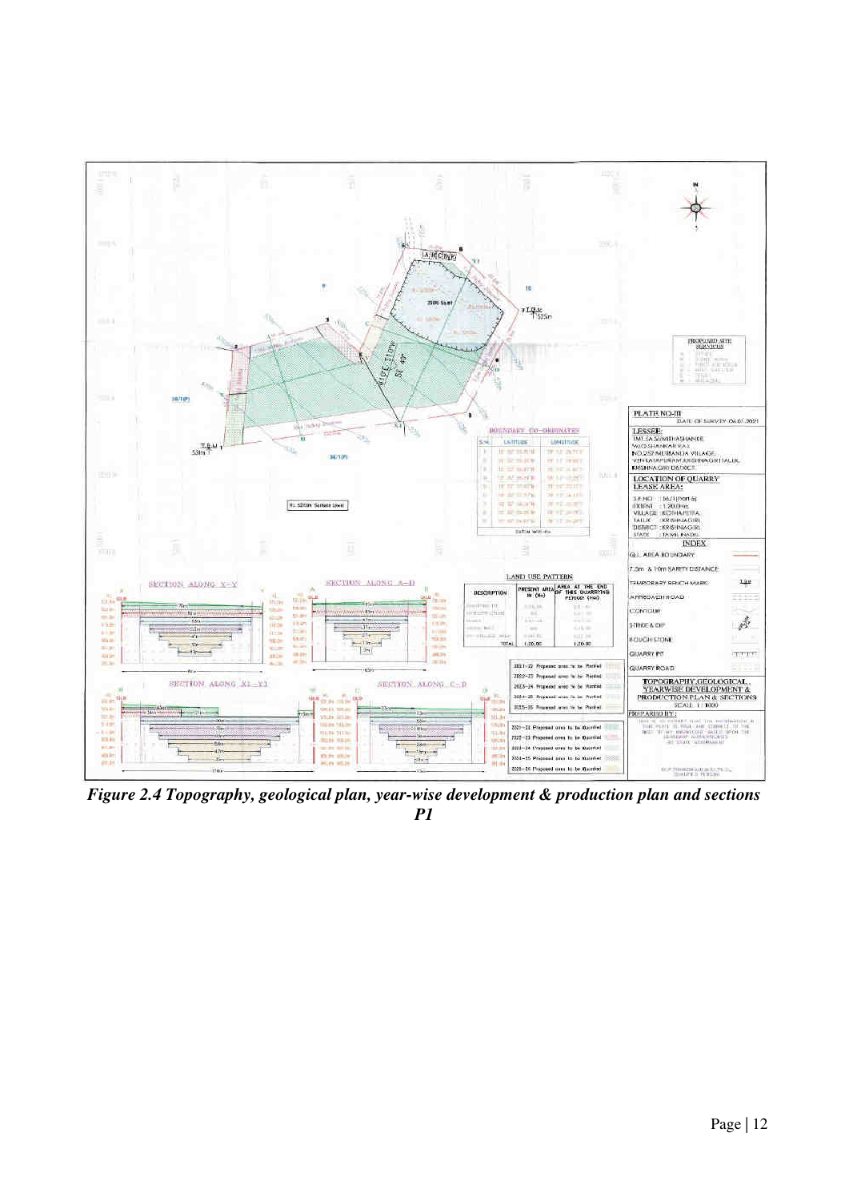*Figure 2.4 Topography, geological plan, year-wise development & production plan and sections P1*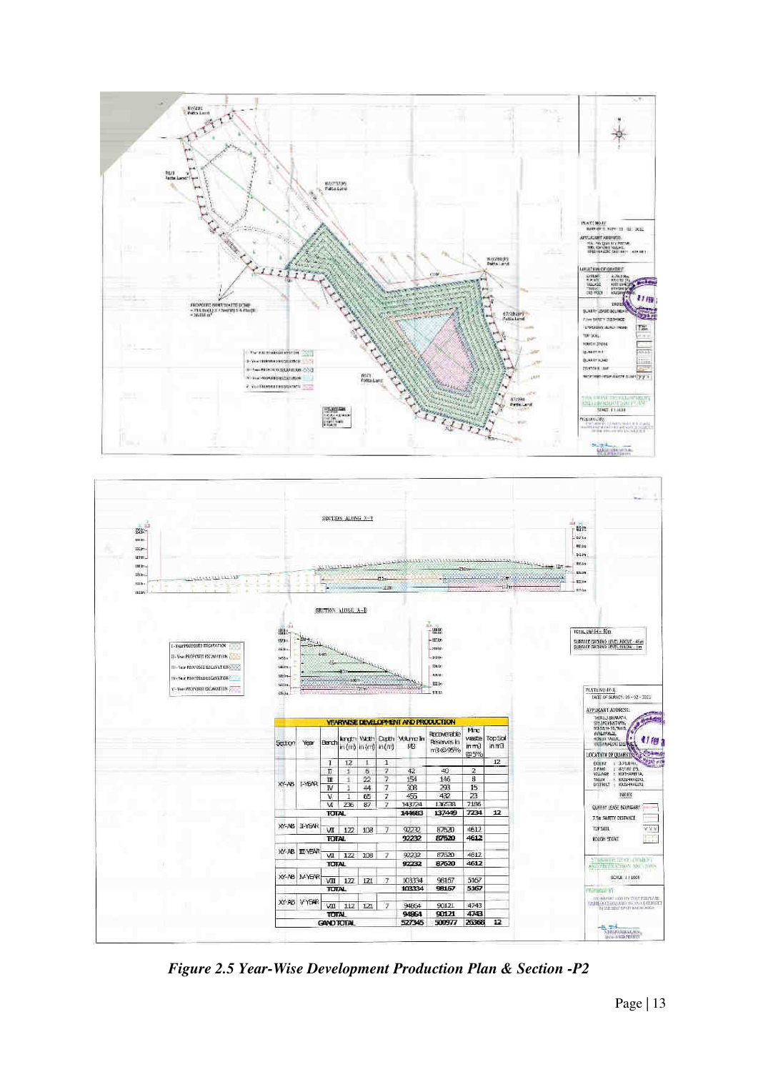| Section | Year | Bench | length in (m) | Width in (m) | Depth in (m) | Volume in M3 | Recoverable Reserves in m3 @ 95% | Mine waste in m3 @ 5% | Top Soil in m3 |
|---|---|---|---|---|---|---|---|---|---|
| XY-AB | I-YEAR | I | 12 | 1 | 1 | | | | 12 |
| | | II | 1 | 6 | 7 | 42 | 40 | 2 | |
| | | III | 1 | 22 | 7 | 154 | 146 | 8 | |
| | | IV | 1 | 44 | 7 | 308 | 293 | 15 | |
| | | V | 1 | 65 | 7 | 455 | 432 | 23 | |
| | | VI | 236 | 87 | 7 | 143724 | 136538 | 7186 | |
| | | TOTAL | | | | 144683 | 137449 | 7234 | 12 |
| XY-AB | II-YEAR | VII | 122 | 108 | 7 | 92232 | 87620 | 4612 | |
| | | TOTAL | | | | 92232 | 87620 | 4612 | |
| XY-AB | III-YEAR | VII | 122 | 108 | 7 | 92232 | 87620 | 4612 | |
| | | TOTAL | | | | 92232 | 87620 | 4612 | |
| XY-AB | IV-YEAR | VIII | 122 | 121 | 7 | 103334 | 98167 | 5167 | |
| | | TOTAL | | | | 103334 | 98167 | 5167 | |
| XY-AB | V-YEAR | VIII | 112 | 121 | 7 | 94864 | 90121 | 4743 | |
| | | TOTAL | | | | 94864 | 90121 | 4743 | |
| | | GAND TOTAL | | | | 527345 | 500977 | 26368 | 12 |

*Figure 2.5 Year-Wise Development Production Plan & Section -P2*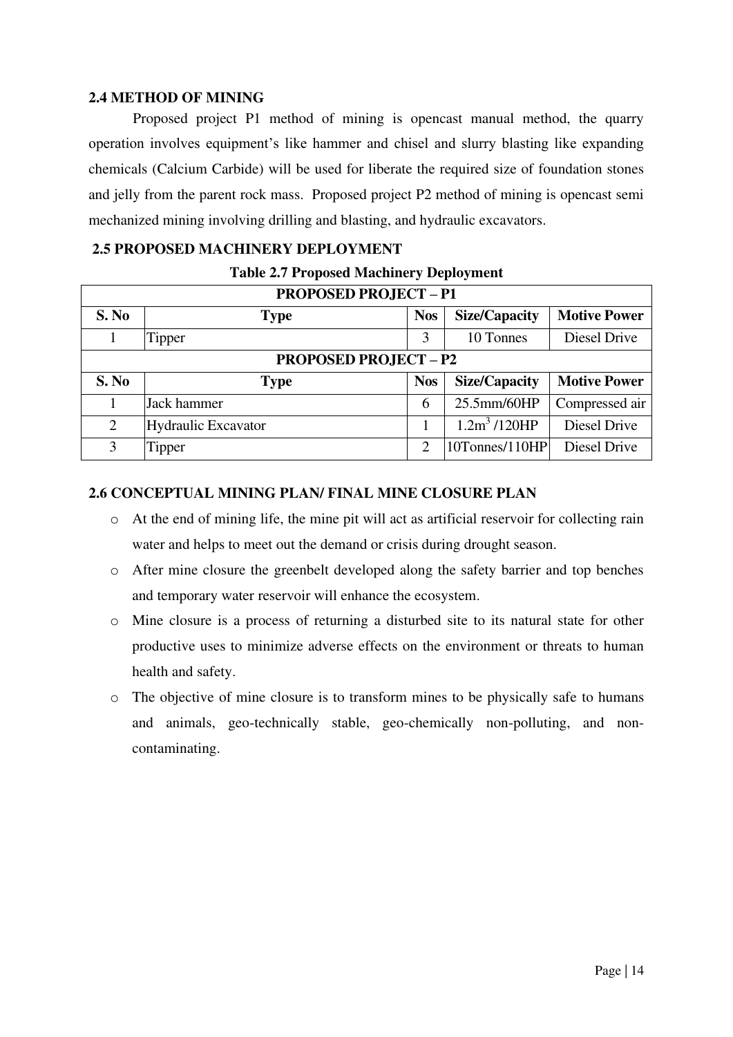## 2.4 METHOD OF MINING

Proposed project P1 method of mining is opencast manual method, the quarry operation involves equipment's like hammer and chisel and slurry blasting like expanding chemicals (Calcium Carbide) will be used for liberate the required size of foundation stones and jelly from the parent rock mass. Proposed project P2 method of mining is opencast semi mechanized mining involving drilling and blasting, and hydraulic excavators.

## 2.5 PROPOSED MACHINERY DEPLOYMENT

**Table 2.7 Proposed Machinery Deployment**

| PROPOSED PROJECT – P1 | | | | |
|---|---|---|---|---|
| **S. No** | **Type** | **Nos** | **Size/Capacity** | **Motive Power** |
| 1 | Tipper | 3 | 10 Tonnes | Diesel Drive |
| **PROPOSED PROJECT – P2** | | | | |
| **S. No** | **Type** | **Nos** | **Size/Capacity** | **Motive Power** |
| 1 | Jack hammer | 6 | 25.5mm/60HP | Compressed air |
| 2 | Hydraulic Excavator | 1 | $1.2m^3$ /120HP | Diesel Drive |
| 3 | Tipper | 2 | 10Tonnes/110HP | Diesel Drive |

## 2.6 CONCEPTUAL MINING PLAN/ FINAL MINE CLOSURE PLAN

- At the end of mining life, the mine pit will act as artificial reservoir for collecting rain water and helps to meet out the demand or crisis during drought season.
- After mine closure the greenbelt developed along the safety barrier and top benches and temporary water reservoir will enhance the ecosystem.
- Mine closure is a process of returning a disturbed site to its natural state for other productive uses to minimize adverse effects on the environment or threats to human health and safety.
- The objective of mine closure is to transform mines to be physically safe to humans and animals, geo-technically stable, geo-chemically non-polluting, and non-contaminating.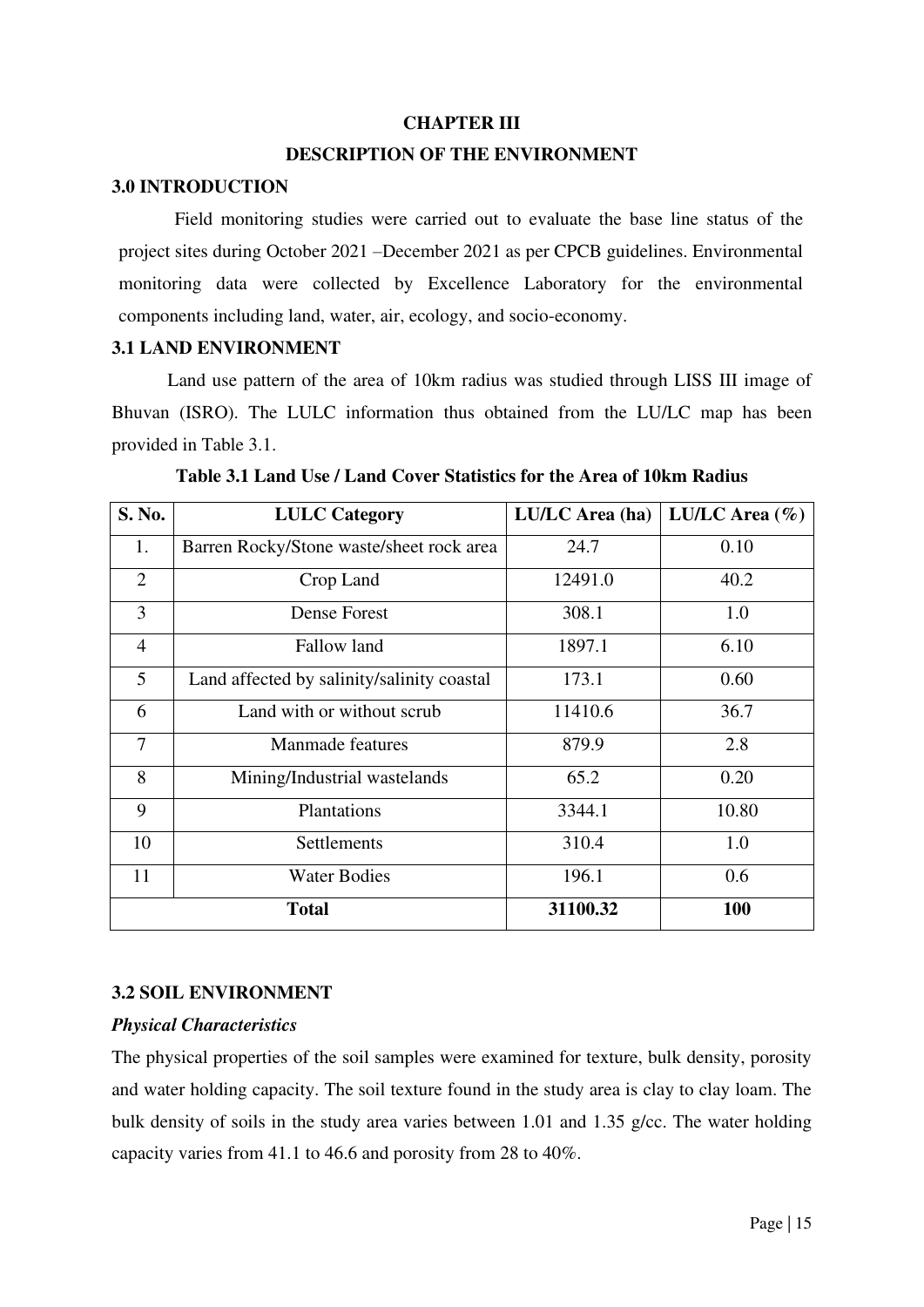# CHAPTER III

# DESCRIPTION OF THE ENVIRONMENT

## 3.0 INTRODUCTION

Field monitoring studies were carried out to evaluate the base line status of the project sites during October 2021 –December 2021 as per CPCB guidelines. Environmental monitoring data were collected by Excellence Laboratory for the environmental components including land, water, air, ecology, and socio-economy.

## 3.1 LAND ENVIRONMENT

Land use pattern of the area of 10km radius was studied through LISS III image of Bhuvan (ISRO). The LULC information thus obtained from the LU/LC map has been provided in Table 3.1.

**Table 3.1 Land Use / Land Cover Statistics for the Area of 10km Radius**

| S. No. | LULC Category | LU/LC Area (ha) | LU/LC Area (%) |
|---|---|---|---|
| 1. | Barren Rocky/Stone waste/sheet rock area | 24.7 | 0.10 |
| 2 | Crop Land | 12491.0 | 40.2 |
| 3 | Dense Forest | 308.1 | 1.0 |
| 4 | Fallow land | 1897.1 | 6.10 |
| 5 | Land affected by salinity/salinity coastal | 173.1 | 0.60 |
| 6 | Land with or without scrub | 11410.6 | 36.7 |
| 7 | Manmade features | 879.9 | 2.8 |
| 8 | Mining/Industrial wastelands | 65.2 | 0.20 |
| 9 | Plantations | 3344.1 | 10.80 |
| 10 | Settlements | 310.4 | 1.0 |
| 11 | Water Bodies | 196.1 | 0.6 |
| **Total** | | **31100.32** | **100** |

## 3.2 SOIL ENVIRONMENT

### *Physical Characteristics*

The physical properties of the soil samples were examined for texture, bulk density, porosity and water holding capacity. The soil texture found in the study area is clay to clay loam. The bulk density of soils in the study area varies between 1.01 and 1.35 g/cc. The water holding capacity varies from 41.1 to 46.6 and porosity from 28 to 40%.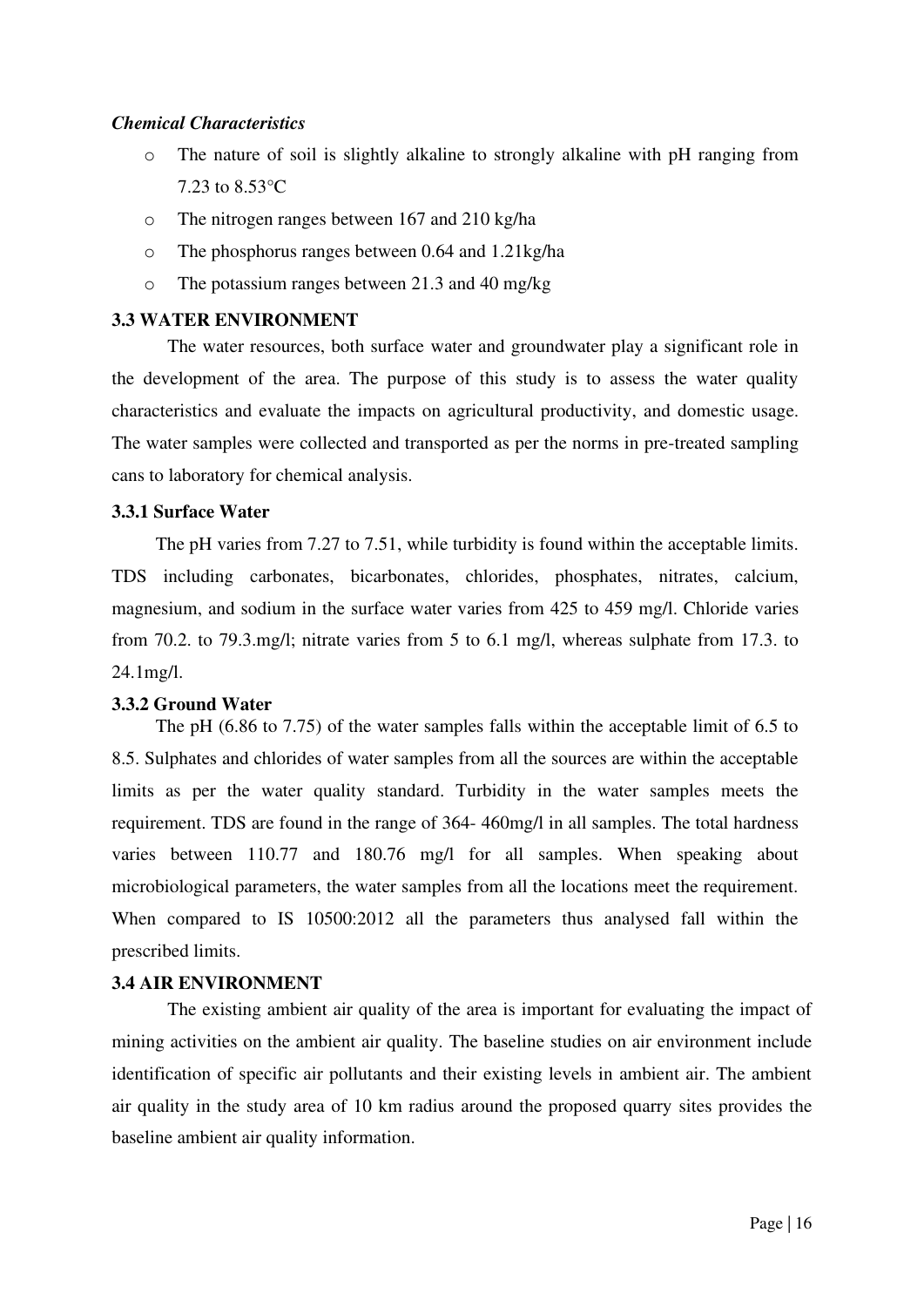*Chemical Characteristics*

- The nature of soil is slightly alkaline to strongly alkaline with pH ranging from 7.23 to 8.53°C
- The nitrogen ranges between 167 and 210 kg/ha
- The phosphorus ranges between 0.64 and 1.21kg/ha
- The potassium ranges between 21.3 and 40 mg/kg

### 3.3 WATER ENVIRONMENT

The water resources, both surface water and groundwater play a significant role in the development of the area. The purpose of this study is to assess the water quality characteristics and evaluate the impacts on agricultural productivity, and domestic usage. The water samples were collected and transported as per the norms in pre-treated sampling cans to laboratory for chemical analysis.

#### 3.3.1 Surface Water

The pH varies from 7.27 to 7.51, while turbidity is found within the acceptable limits. TDS including carbonates, bicarbonates, chlorides, phosphates, nitrates, calcium, magnesium, and sodium in the surface water varies from 425 to 459 mg/l. Chloride varies from 70.2. to 79.3.mg/l; nitrate varies from 5 to 6.1 mg/l, whereas sulphate from 17.3. to 24.1mg/l.

#### 3.3.2 Ground Water

The pH (6.86 to 7.75) of the water samples falls within the acceptable limit of 6.5 to 8.5. Sulphates and chlorides of water samples from all the sources are within the acceptable limits as per the water quality standard. Turbidity in the water samples meets the requirement. TDS are found in the range of 364- 460mg/l in all samples. The total hardness varies between 110.77 and 180.76 mg/l for all samples. When speaking about microbiological parameters, the water samples from all the locations meet the requirement. When compared to IS 10500:2012 all the parameters thus analysed fall within the prescribed limits.

### 3.4 AIR ENVIRONMENT

The existing ambient air quality of the area is important for evaluating the impact of mining activities on the ambient air quality. The baseline studies on air environment include identification of specific air pollutants and their existing levels in ambient air. The ambient air quality in the study area of 10 km radius around the proposed quarry sites provides the baseline ambient air quality information.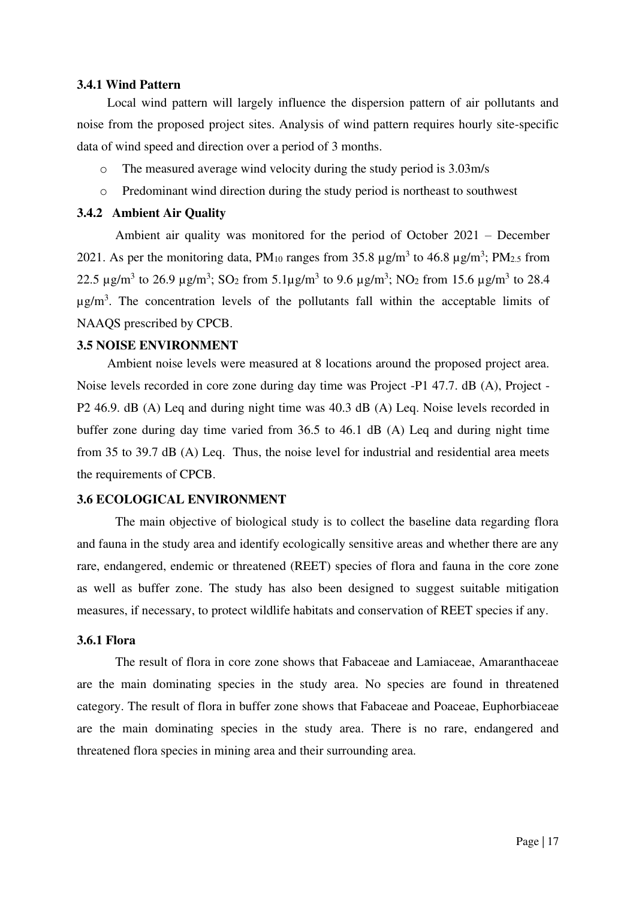### 3.4.1 Wind Pattern

Local wind pattern will largely influence the dispersion pattern of air pollutants and noise from the proposed project sites. Analysis of wind pattern requires hourly site-specific data of wind speed and direction over a period of 3 months.

- The measured average wind velocity during the study period is 3.03m/s
- Predominant wind direction during the study period is northeast to southwest

### 3.4.2 Ambient Air Quality

Ambient air quality was monitored for the period of October 2021 – December 2021. As per the monitoring data, $PM_{10}$ ranges from 35.8 µg/m$^3$ to 46.8 µg/m$^3$; $PM_{2.5}$ from 22.5 µg/m$^3$ to 26.9 µg/m$^3$; $SO_2$ from 5.1µg/m$^3$ to 9.6 µg/m$^3$; $NO_2$ from 15.6 µg/m$^3$ to 28.4 µg/m$^3$. The concentration levels of the pollutants fall within the acceptable limits of NAAQS prescribed by CPCB.

## 3.5 NOISE ENVIRONMENT

Ambient noise levels were measured at 8 locations around the proposed project area. Noise levels recorded in core zone during day time was Project -P1 47.7. dB (A), Project - P2 46.9. dB (A) Leq and during night time was 40.3 dB (A) Leq. Noise levels recorded in buffer zone during day time varied from 36.5 to 46.1 dB (A) Leq and during night time from 35 to 39.7 dB (A) Leq. Thus, the noise level for industrial and residential area meets the requirements of CPCB.

## 3.6 ECOLOGICAL ENVIRONMENT

The main objective of biological study is to collect the baseline data regarding flora and fauna in the study area and identify ecologically sensitive areas and whether there are any rare, endangered, endemic or threatened (REET) species of flora and fauna in the core zone as well as buffer zone. The study has also been designed to suggest suitable mitigation measures, if necessary, to protect wildlife habitats and conservation of REET species if any.

### 3.6.1 Flora

The result of flora in core zone shows that Fabaceae and Lamiaceae, Amaranthaceae are the main dominating species in the study area. No species are found in threatened category. The result of flora in buffer zone shows that Fabaceae and Poaceae, Euphorbiaceae are the main dominating species in the study area. There is no rare, endangered and threatened flora species in mining area and their surrounding area.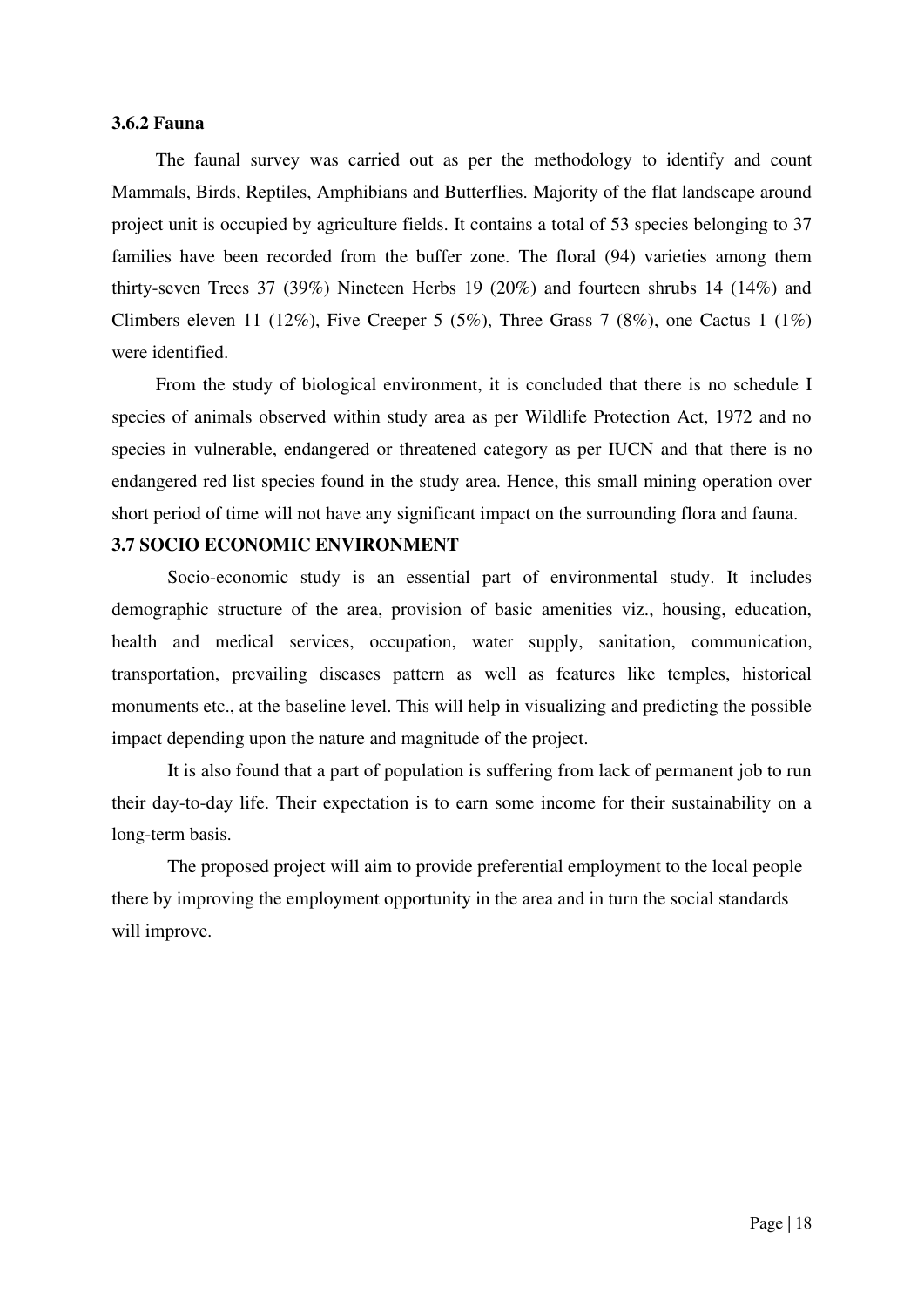### 3.6.2 Fauna

The faunal survey was carried out as per the methodology to identify and count Mammals, Birds, Reptiles, Amphibians and Butterflies. Majority of the flat landscape around project unit is occupied by agriculture fields. It contains a total of 53 species belonging to 37 families have been recorded from the buffer zone. The floral (94) varieties among them thirty-seven Trees 37 (39%) Nineteen Herbs 19 (20%) and fourteen shrubs 14 (14%) and Climbers eleven 11 (12%), Five Creeper 5 (5%), Three Grass 7 (8%), one Cactus 1 (1%) were identified.

From the study of biological environment, it is concluded that there is no schedule I species of animals observed within study area as per Wildlife Protection Act, 1972 and no species in vulnerable, endangered or threatened category as per IUCN and that there is no endangered red list species found in the study area. Hence, this small mining operation over short period of time will not have any significant impact on the surrounding flora and fauna.

### 3.7 SOCIO ECONOMIC ENVIRONMENT

Socio-economic study is an essential part of environmental study. It includes demographic structure of the area, provision of basic amenities viz., housing, education, health and medical services, occupation, water supply, sanitation, communication, transportation, prevailing diseases pattern as well as features like temples, historical monuments etc., at the baseline level. This will help in visualizing and predicting the possible impact depending upon the nature and magnitude of the project.

It is also found that a part of population is suffering from lack of permanent job to run their day-to-day life. Their expectation is to earn some income for their sustainability on a long-term basis.

The proposed project will aim to provide preferential employment to the local people there by improving the employment opportunity in the area and in turn the social standards will improve.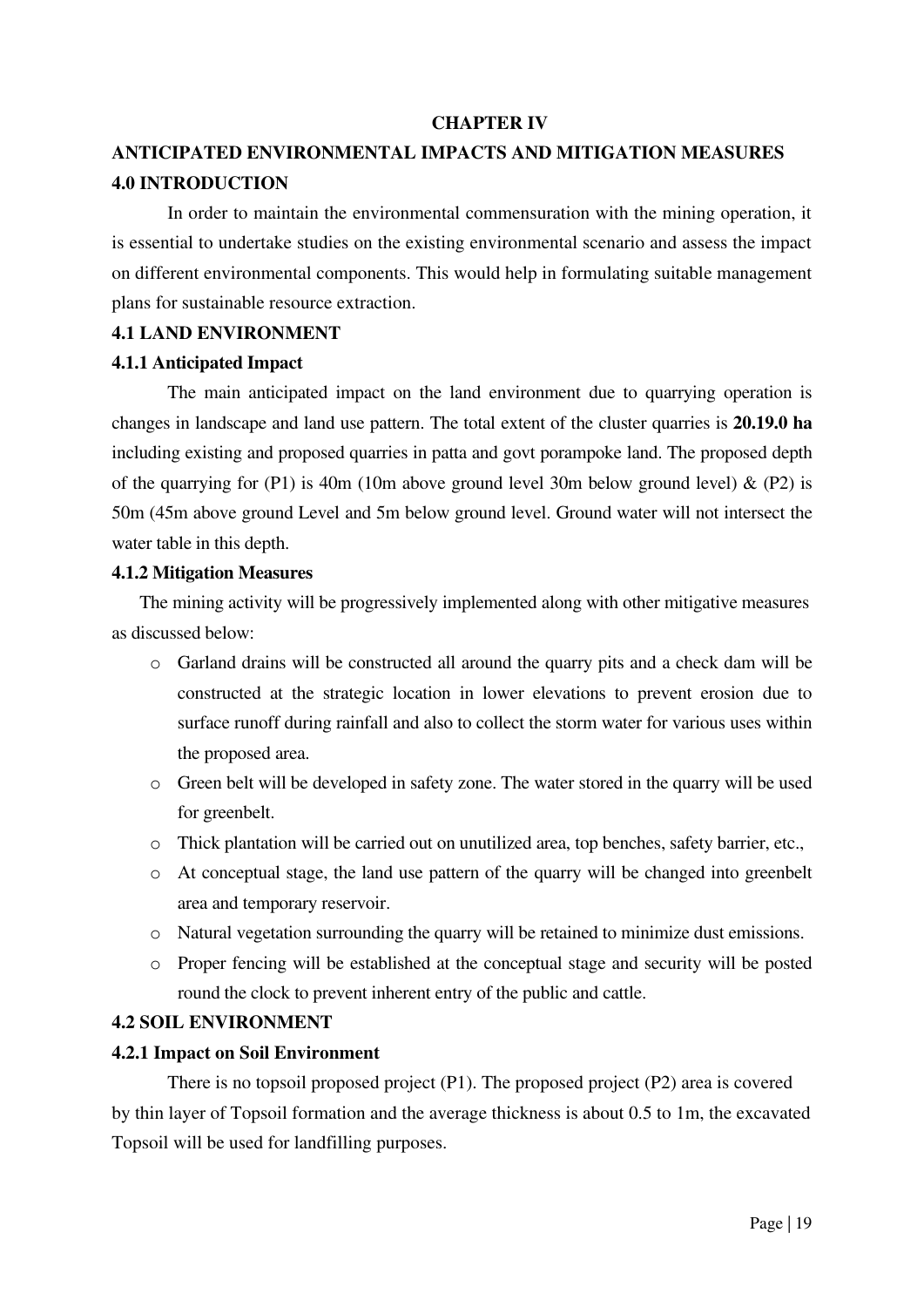## CHAPTER IV

## ANTICIPATED ENVIRONMENTAL IMPACTS AND MITIGATION MEASURES

### 4.0 INTRODUCTION

In order to maintain the environmental commensuration with the mining operation, it is essential to undertake studies on the existing environmental scenario and assess the impact on different environmental components. This would help in formulating suitable management plans for sustainable resource extraction.

### 4.1 LAND ENVIRONMENT

#### 4.1.1 Anticipated Impact

The main anticipated impact on the land environment due to quarrying operation is changes in landscape and land use pattern. The total extent of the cluster quarries is **20.19.0 ha** including existing and proposed quarries in patta and govt porampoke land. The proposed depth of the quarrying for (P1) is 40m (10m above ground level 30m below ground level) & (P2) is 50m (45m above ground Level and 5m below ground level. Ground water will not intersect the water table in this depth.

#### 4.1.2 Mitigation Measures

The mining activity will be progressively implemented along with other mitigative measures as discussed below:

- Garland drains will be constructed all around the quarry pits and a check dam will be constructed at the strategic location in lower elevations to prevent erosion due to surface runoff during rainfall and also to collect the storm water for various uses within the proposed area.
- Green belt will be developed in safety zone. The water stored in the quarry will be used for greenbelt.
- Thick plantation will be carried out on unutilized area, top benches, safety barrier, etc.,
- At conceptual stage, the land use pattern of the quarry will be changed into greenbelt area and temporary reservoir.
- Natural vegetation surrounding the quarry will be retained to minimize dust emissions.
- Proper fencing will be established at the conceptual stage and security will be posted round the clock to prevent inherent entry of the public and cattle.

### 4.2 SOIL ENVIRONMENT

#### 4.2.1 Impact on Soil Environment

There is no topsoil proposed project (P1). The proposed project (P2) area is covered by thin layer of Topsoil formation and the average thickness is about 0.5 to 1m, the excavated Topsoil will be used for landfilling purposes.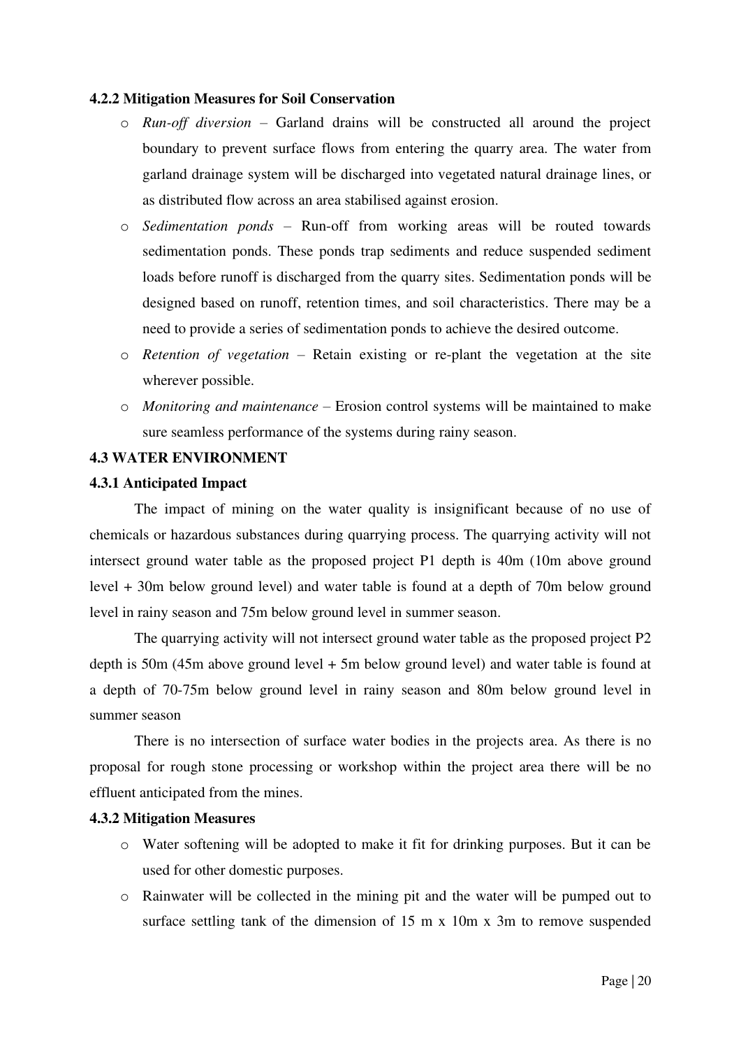### 4.2.2 Mitigation Measures for Soil Conservation

- *Run-off diversion* – Garland drains will be constructed all around the project boundary to prevent surface flows from entering the quarry area. The water from garland drainage system will be discharged into vegetated natural drainage lines, or as distributed flow across an area stabilised against erosion.
- *Sedimentation ponds* – Run-off from working areas will be routed towards sedimentation ponds. These ponds trap sediments and reduce suspended sediment loads before runoff is discharged from the quarry sites. Sedimentation ponds will be designed based on runoff, retention times, and soil characteristics. There may be a need to provide a series of sedimentation ponds to achieve the desired outcome.
- *Retention of vegetation* – Retain existing or re-plant the vegetation at the site wherever possible.
- *Monitoring and maintenance* – Erosion control systems will be maintained to make sure seamless performance of the systems during rainy season.

## 4.3 WATER ENVIRONMENT

### 4.3.1 Anticipated Impact

The impact of mining on the water quality is insignificant because of no use of chemicals or hazardous substances during quarrying process. The quarrying activity will not intersect ground water table as the proposed project P1 depth is 40m (10m above ground level + 30m below ground level) and water table is found at a depth of 70m below ground level in rainy season and 75m below ground level in summer season.

The quarrying activity will not intersect ground water table as the proposed project P2 depth is 50m (45m above ground level + 5m below ground level) and water table is found at a depth of 70-75m below ground level in rainy season and 80m below ground level in summer season

There is no intersection of surface water bodies in the projects area. As there is no proposal for rough stone processing or workshop within the project area there will be no effluent anticipated from the mines.

### 4.3.2 Mitigation Measures

- Water softening will be adopted to make it fit for drinking purposes. But it can be used for other domestic purposes.
- Rainwater will be collected in the mining pit and the water will be pumped out to surface settling tank of the dimension of 15 m x 10m x 3m to remove suspended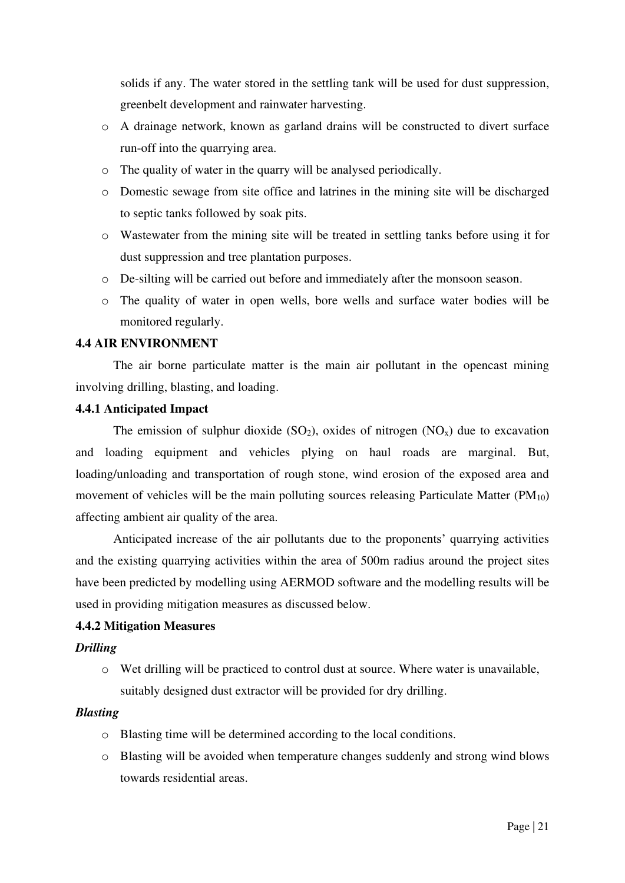solids if any. The water stored in the settling tank will be used for dust suppression, greenbelt development and rainwater harvesting.

- A drainage network, known as garland drains will be constructed to divert surface run-off into the quarrying area.
- The quality of water in the quarry will be analysed periodically.
- Domestic sewage from site office and latrines in the mining site will be discharged to septic tanks followed by soak pits.
- Wastewater from the mining site will be treated in settling tanks before using it for dust suppression and tree plantation purposes.
- De-silting will be carried out before and immediately after the monsoon season.
- The quality of water in open wells, bore wells and surface water bodies will be monitored regularly.

### 4.4 AIR ENVIRONMENT

The air borne particulate matter is the main air pollutant in the opencast mining involving drilling, blasting, and loading.

#### 4.4.1 Anticipated Impact

The emission of sulphur dioxide ($SO_2$), oxides of nitrogen ($NO_x$) due to excavation and loading equipment and vehicles plying on haul roads are marginal. But, loading/unloading and transportation of rough stone, wind erosion of the exposed area and movement of vehicles will be the main polluting sources releasing Particulate Matter ($PM_{10}$) affecting ambient air quality of the area.

Anticipated increase of the air pollutants due to the proponents' quarrying activities and the existing quarrying activities within the area of 500m radius around the project sites have been predicted by modelling using AERMOD software and the modelling results will be used in providing mitigation measures as discussed below.

#### 4.4.2 Mitigation Measures

***Drilling***

- Wet drilling will be practiced to control dust at source. Where water is unavailable, suitably designed dust extractor will be provided for dry drilling.

***Blasting***

- Blasting time will be determined according to the local conditions.
- Blasting will be avoided when temperature changes suddenly and strong wind blows towards residential areas.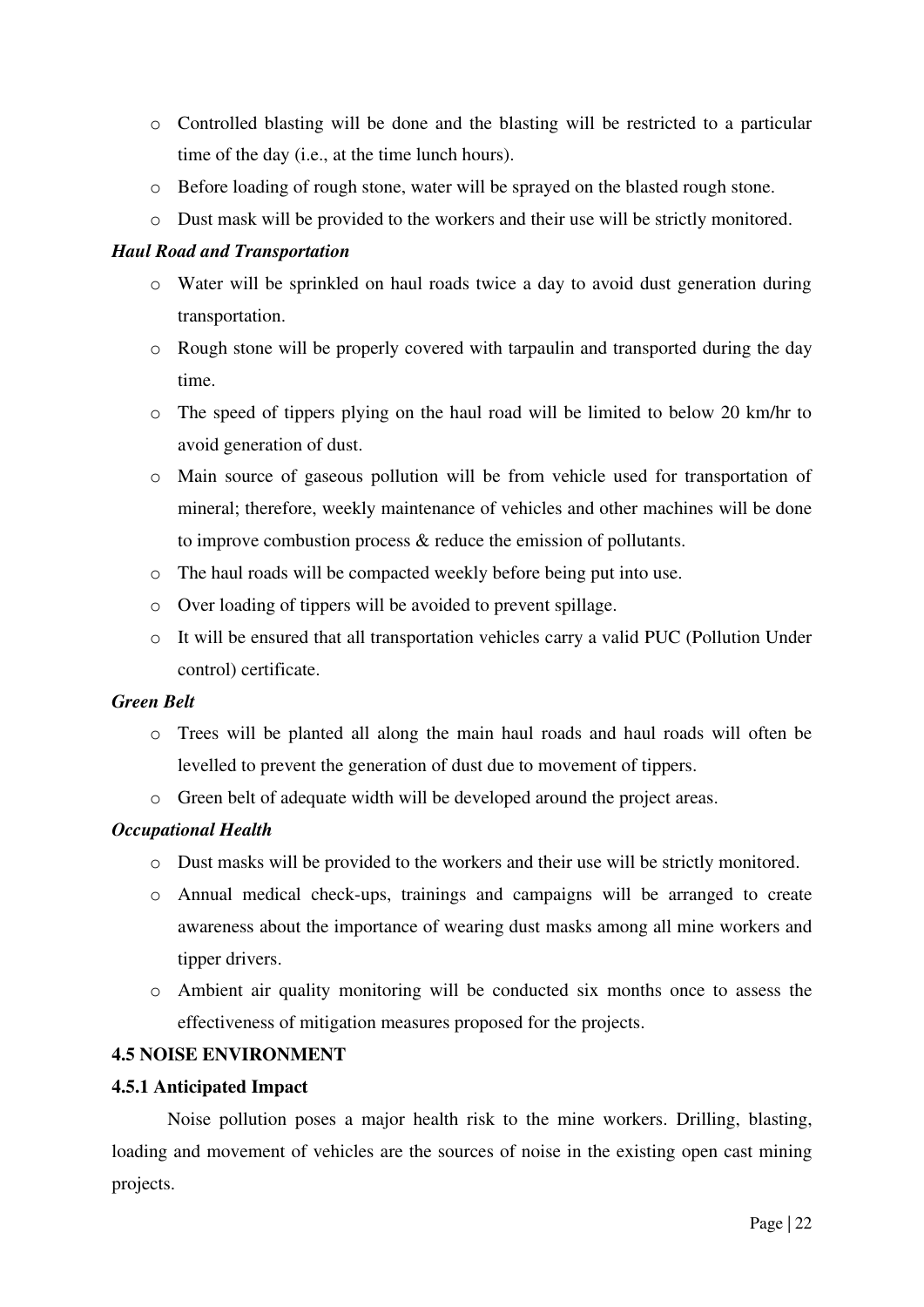- Controlled blasting will be done and the blasting will be restricted to a particular time of the day (i.e., at the time lunch hours).
- Before loading of rough stone, water will be sprayed on the blasted rough stone.
- Dust mask will be provided to the workers and their use will be strictly monitored.

***Haul Road and Transportation***

- Water will be sprinkled on haul roads twice a day to avoid dust generation during transportation.
- Rough stone will be properly covered with tarpaulin and transported during the day time.
- The speed of tippers plying on the haul road will be limited to below 20 km/hr to avoid generation of dust.
- Main source of gaseous pollution will be from vehicle used for transportation of mineral; therefore, weekly maintenance of vehicles and other machines will be done to improve combustion process & reduce the emission of pollutants.
- The haul roads will be compacted weekly before being put into use.
- Over loading of tippers will be avoided to prevent spillage.
- It will be ensured that all transportation vehicles carry a valid PUC (Pollution Under control) certificate.

***Green Belt***

- Trees will be planted all along the main haul roads and haul roads will often be levelled to prevent the generation of dust due to movement of tippers.
- Green belt of adequate width will be developed around the project areas.

***Occupational Health***

- Dust masks will be provided to the workers and their use will be strictly monitored.
- Annual medical check-ups, trainings and campaigns will be arranged to create awareness about the importance of wearing dust masks among all mine workers and tipper drivers.
- Ambient air quality monitoring will be conducted six months once to assess the effectiveness of mitigation measures proposed for the projects.

## 4.5 NOISE ENVIRONMENT

### 4.5.1 Anticipated Impact

Noise pollution poses a major health risk to the mine workers. Drilling, blasting, loading and movement of vehicles are the sources of noise in the existing open cast mining projects.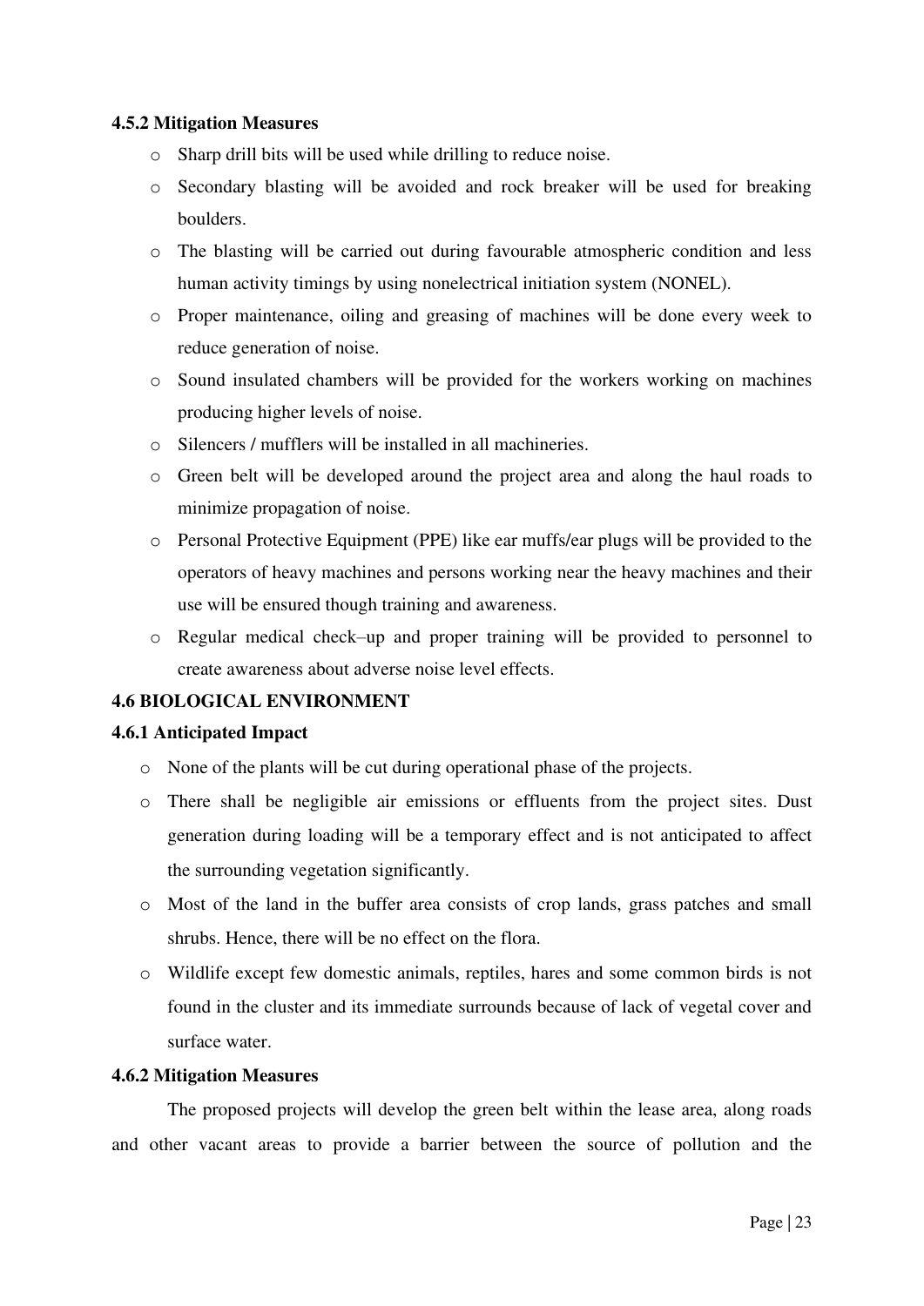#### 4.5.2 Mitigation Measures

- Sharp drill bits will be used while drilling to reduce noise.
- Secondary blasting will be avoided and rock breaker will be used for breaking boulders.
- The blasting will be carried out during favourable atmospheric condition and less human activity timings by using nonelectrical initiation system (NONEL).
- Proper maintenance, oiling and greasing of machines will be done every week to reduce generation of noise.
- Sound insulated chambers will be provided for the workers working on machines producing higher levels of noise.
- Silencers / mufflers will be installed in all machineries.
- Green belt will be developed around the project area and along the haul roads to minimize propagation of noise.
- Personal Protective Equipment (PPE) like ear muffs/ear plugs will be provided to the operators of heavy machines and persons working near the heavy machines and their use will be ensured though training and awareness.
- Regular medical check–up and proper training will be provided to personnel to create awareness about adverse noise level effects.

### 4.6 BIOLOGICAL ENVIRONMENT

#### 4.6.1 Anticipated Impact

- None of the plants will be cut during operational phase of the projects.
- There shall be negligible air emissions or effluents from the project sites. Dust generation during loading will be a temporary effect and is not anticipated to affect the surrounding vegetation significantly.
- Most of the land in the buffer area consists of crop lands, grass patches and small shrubs. Hence, there will be no effect on the flora.
- Wildlife except few domestic animals, reptiles, hares and some common birds is not found in the cluster and its immediate surrounds because of lack of vegetal cover and surface water.

#### 4.6.2 Mitigation Measures

The proposed projects will develop the green belt within the lease area, along roads and other vacant areas to provide a barrier between the source of pollution and the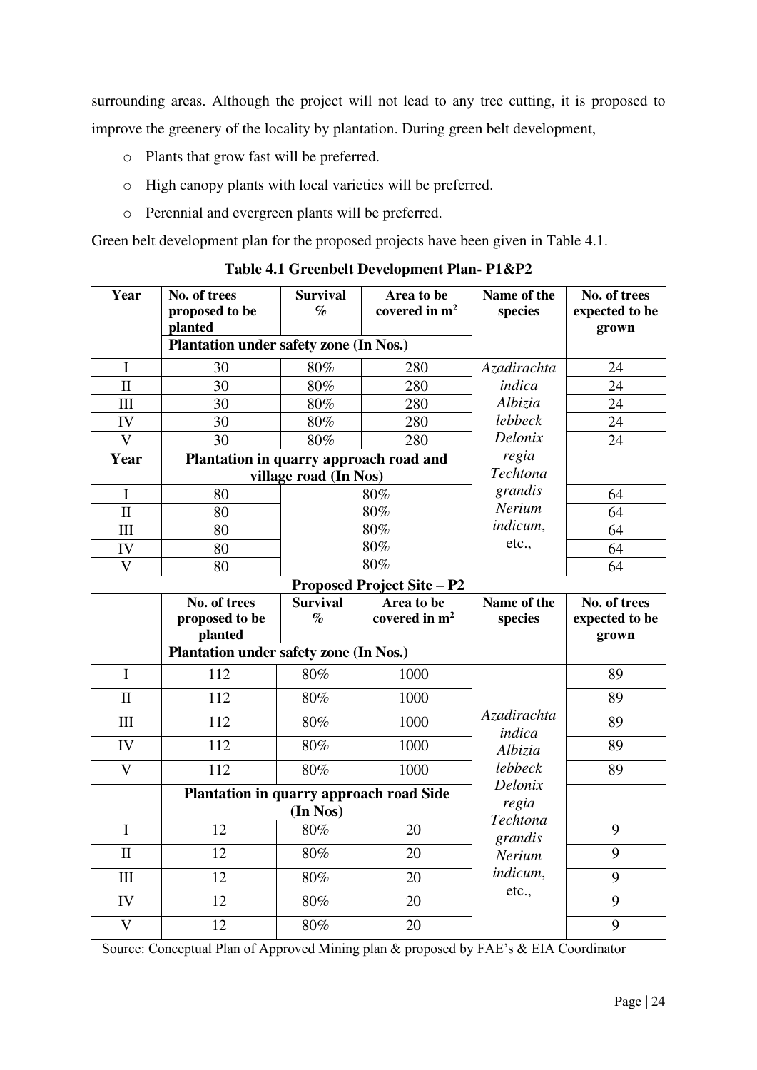surrounding areas. Although the project will not lead to any tree cutting, it is proposed to improve the greenery of the locality by plantation. During green belt development,

- Plants that grow fast will be preferred.
- High canopy plants with local varieties will be preferred.
- Perennial and evergreen plants will be preferred.

Green belt development plan for the proposed projects have been given in Table 4.1.

**Table 4.1 Greenbelt Development Plan- P1&P2**

| Year | No. of trees proposed to be planted | Survival % | Area to be covered in $m^2$ | Name of the species | No. of trees expected to be grown |
|---|---|---|---|---|---|
| | **Plantation under safety zone (In Nos.)** | | | | |
| I | 30 | 80% | 280 | *Azadirachta indica Albizia lebbeck Delonix regia Techtona grandis Nerium indicum*, etc., | 24 |
| II | 30 | 80% | 280 | | 24 |
| III | 30 | 80% | 280 | | 24 |
| IV | 30 | 80% | 280 | | 24 |
| V | 30 | 80% | 280 | | 24 |
| **Year** | **Plantation in quarry approach road and village road (In Nos)** | | | | |
| I | 80 | 80% | | | 64 |
| II | 80 | 80% | | | 64 |
| III | 80 | 80% | | | 64 |
| IV | 80 | 80% | | | 64 |
| V | 80 | 80% | | | 64 |
| **Proposed Project Site – P2** | | | | | |
| | **No. of trees proposed to be planted** | **Survival %** | **Area to be covered in $m^2$** | **Name of the species** | **No. of trees expected to be grown** |
| | **Plantation under safety zone (In Nos.)** | | | | |
| I | 112 | 80% | 1000 | *Azadirachta indica Albizia lebbeck Delonix regia Techtona grandis Nerium indicum*, etc., | 89 |
| II | 112 | 80% | 1000 | | 89 |
| III | 112 | 80% | 1000 | | 89 |
| IV | 112 | 80% | 1000 | | 89 |
| V | 112 | 80% | 1000 | | 89 |
| | **Plantation in quarry approach road Side (In Nos)** | | | | |
| I | 12 | 80% | 20 | | 9 |
| II | 12 | 80% | 20 | | 9 |
| III | 12 | 80% | 20 | | 9 |
| IV | 12 | 80% | 20 | | 9 |
| V | 12 | 80% | 20 | | 9 |

Source: Conceptual Plan of Approved Mining plan & proposed by FAE's & EIA Coordinator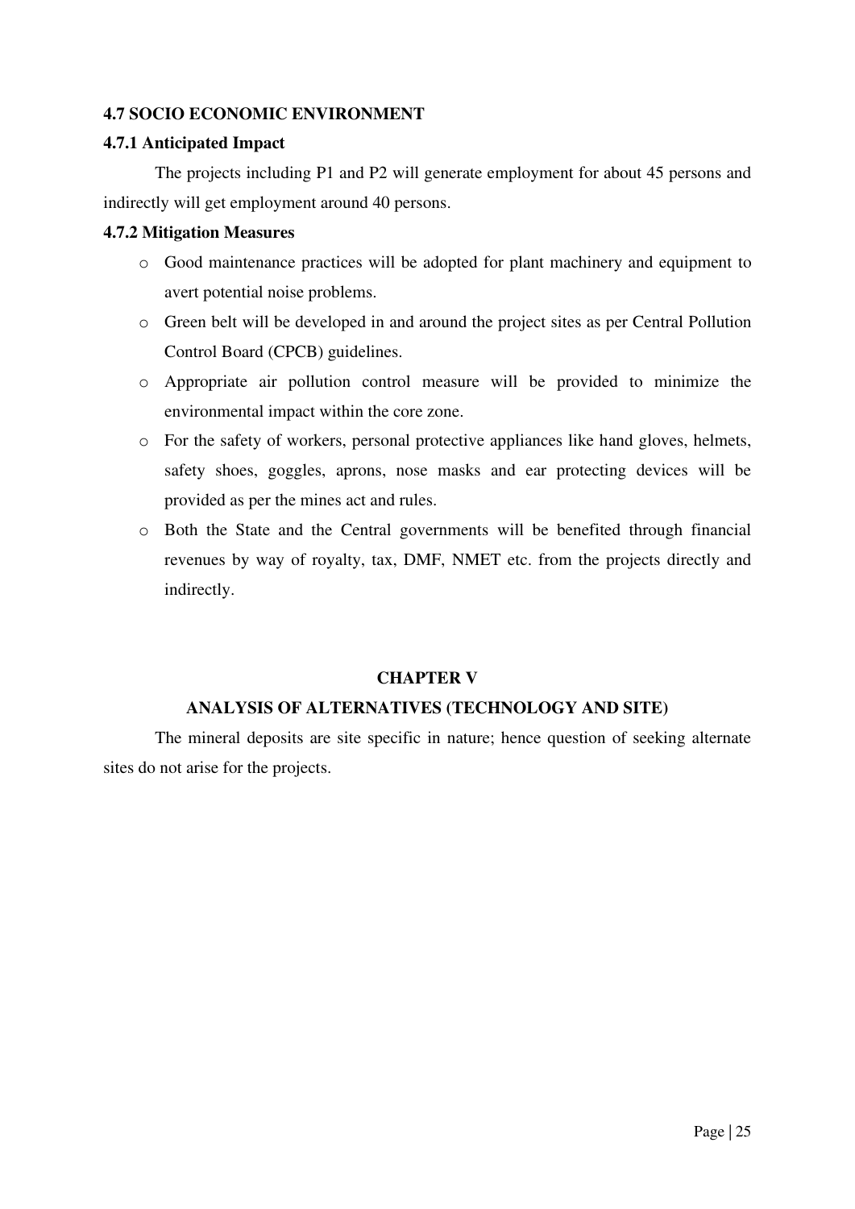### 4.7 SOCIO ECONOMIC ENVIRONMENT

#### 4.7.1 Anticipated Impact

The projects including P1 and P2 will generate employment for about 45 persons and indirectly will get employment around 40 persons.

#### 4.7.2 Mitigation Measures

- Good maintenance practices will be adopted for plant machinery and equipment to avert potential noise problems.
- Green belt will be developed in and around the project sites as per Central Pollution Control Board (CPCB) guidelines.
- Appropriate air pollution control measure will be provided to minimize the environmental impact within the core zone.
- For the safety of workers, personal protective appliances like hand gloves, helmets, safety shoes, goggles, aprons, nose masks and ear protecting devices will be provided as per the mines act and rules.
- Both the State and the Central governments will be benefited through financial revenues by way of royalty, tax, DMF, NMET etc. from the projects directly and indirectly.

## CHAPTER V

## ANALYSIS OF ALTERNATIVES (TECHNOLOGY AND SITE)

The mineral deposits are site specific in nature; hence question of seeking alternate sites do not arise for the projects.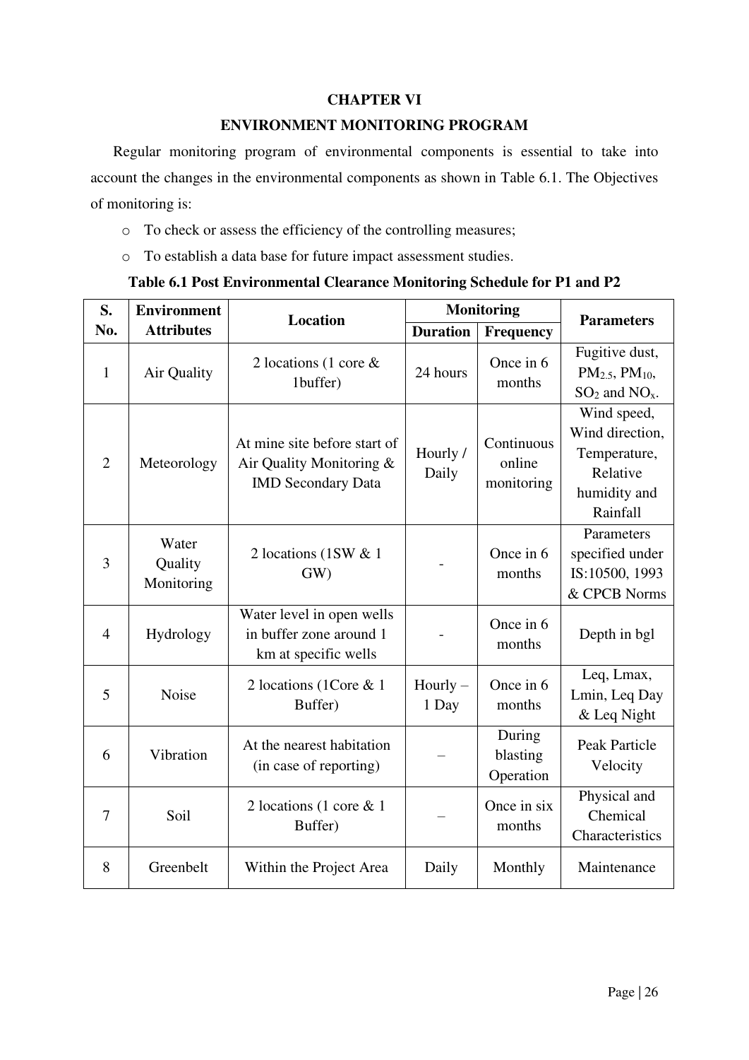# CHAPTER VI

## ENVIRONMENT MONITORING PROGRAM

Regular monitoring program of environmental components is essential to take into account the changes in the environmental components as shown in Table 6.1. The Objectives of monitoring is:

- To check or assess the efficiency of the controlling measures;
- To establish a data base for future impact assessment studies.

**Table 6.1 Post Environmental Clearance Monitoring Schedule for P1 and P2**

| S. No. | Environment Attributes | Location | Monitoring | | Parameters |
|---|---|---|---|---|---|
| | | | Duration | Frequency | |
| 1 | Air Quality | 2 locations (1 core & 1buffer) | 24 hours | Once in 6 months | Fugitive dust, $PM_{2.5}$, $PM_{10}$, $SO_2$ and $NO_x$. |
| 2 | Meteorology | At mine site before start of Air Quality Monitoring & IMD Secondary Data | Hourly / Daily | Continuous online monitoring | Wind speed, Wind direction, Temperature, Relative humidity and Rainfall |
| 3 | Water Quality Monitoring | 2 locations (1SW & 1 GW) | - | Once in 6 months | Parameters specified under IS:10500, 1993 & CPCB Norms |
| 4 | Hydrology | Water level in open wells in buffer zone around 1 km at specific wells | - | Once in 6 months | Depth in bgl |
| 5 | Noise | 2 locations (1Core & 1 Buffer) | Hourly – 1 Day | Once in 6 months | Leq, Lmax, Lmin, Leq Day & Leq Night |
| 6 | Vibration | At the nearest habitation (in case of reporting) | – | During blasting Operation | Peak Particle Velocity |
| 7 | Soil | 2 locations (1 core & 1 Buffer) | – | Once in six months | Physical and Chemical Characteristics |
| 8 | Greenbelt | Within the Project Area | Daily | Monthly | Maintenance |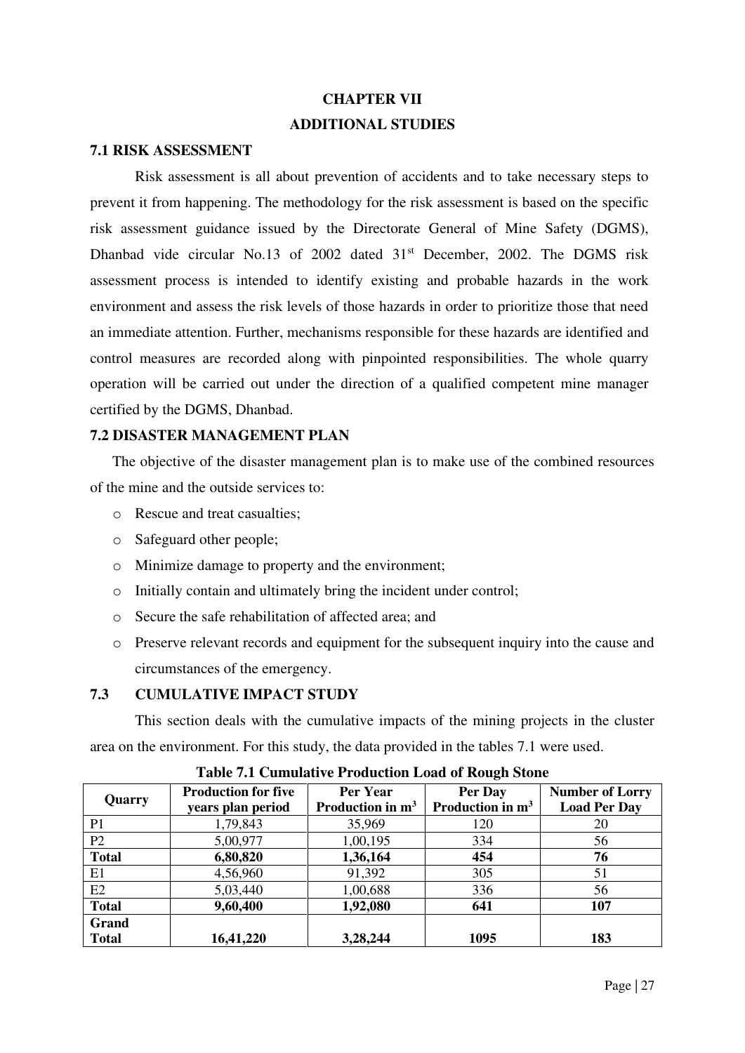# CHAPTER VII

# ADDITIONAL STUDIES

## 7.1 RISK ASSESSMENT

Risk assessment is all about prevention of accidents and to take necessary steps to prevent it from happening. The methodology for the risk assessment is based on the specific risk assessment guidance issued by the Directorate General of Mine Safety (DGMS), Dhanbad vide circular No.13 of 2002 dated 31st December, 2002. The DGMS risk assessment process is intended to identify existing and probable hazards in the work environment and assess the risk levels of those hazards in order to prioritize those that need an immediate attention. Further, mechanisms responsible for these hazards are identified and control measures are recorded along with pinpointed responsibilities. The whole quarry operation will be carried out under the direction of a qualified competent mine manager certified by the DGMS, Dhanbad.

## 7.2 DISASTER MANAGEMENT PLAN

The objective of the disaster management plan is to make use of the combined resources of the mine and the outside services to:

- Rescue and treat casualties;
- Safeguard other people;
- Minimize damage to property and the environment;
- Initially contain and ultimately bring the incident under control;
- Secure the safe rehabilitation of affected area; and
- Preserve relevant records and equipment for the subsequent inquiry into the cause and circumstances of the emergency.

## 7.3 CUMULATIVE IMPACT STUDY

This section deals with the cumulative impacts of the mining projects in the cluster area on the environment. For this study, the data provided in the tables 7.1 were used.

**Table 7.1 Cumulative Production Load of Rough Stone**

| Quarry | Production for five years plan period | Per Year Production in $m^3$ | Per Day Production in $m^3$ | Number of Lorry Load Per Day |
|---|---|---|---|---|
| P1 | 1,79,843 | 35,969 | 120 | 20 |
| P2 | 5,00,977 | 1,00,195 | 334 | 56 |
| **Total** | **6,80,820** | **1,36,164** | **454** | **76** |
| E1 | 4,56,960 | 91,392 | 305 | 51 |
| E2 | 5,03,440 | 1,00,688 | 336 | 56 |
| **Total** | **9,60,400** | **1,92,080** | **641** | **107** |
| **Grand Total** | **16,41,220** | **3,28,244** | **1095** | **183** |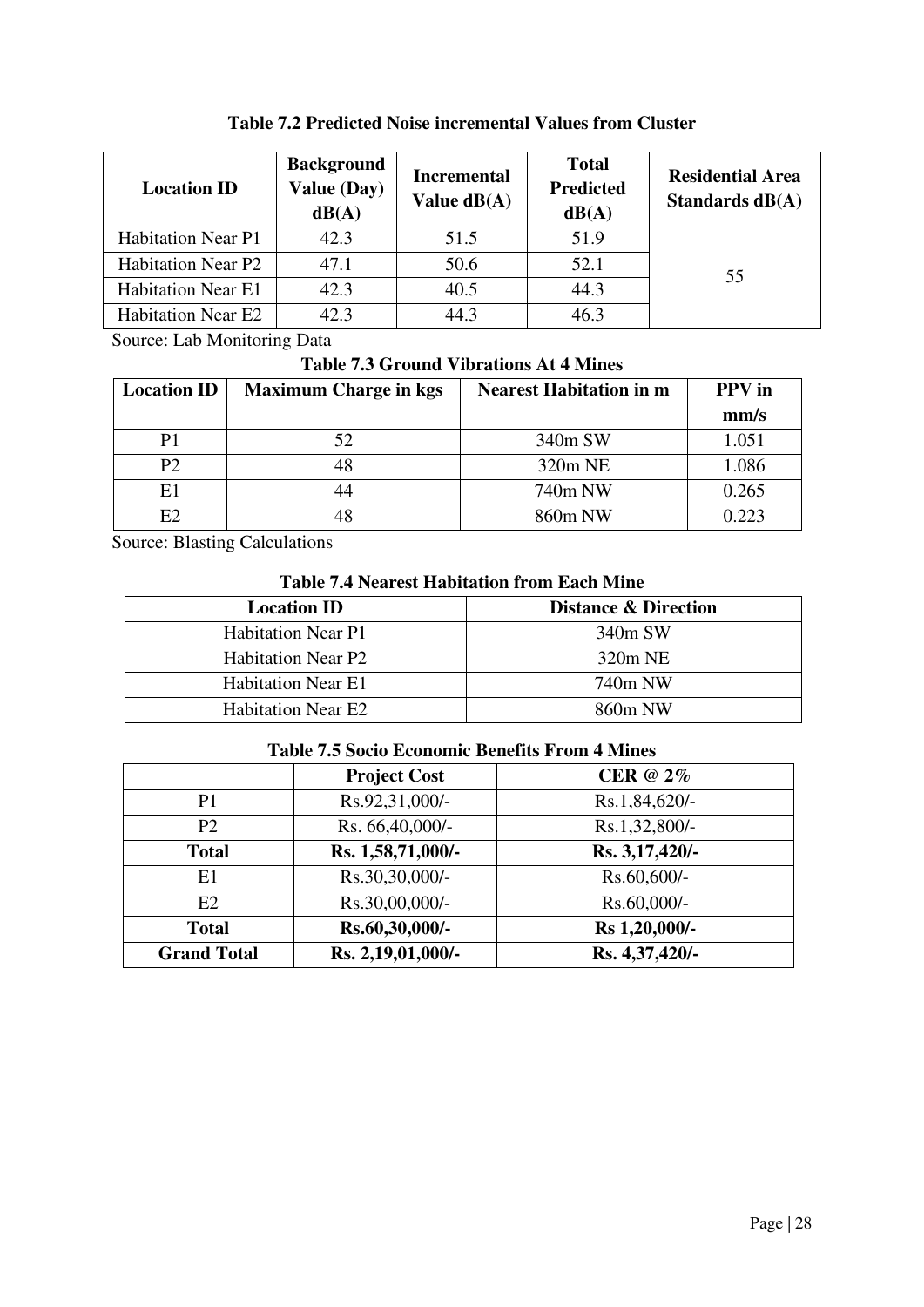**Table 7.2 Predicted Noise incremental Values from Cluster**

| Location ID | Background Value (Day) dB(A) | Incremental Value dB(A) | Total Predicted dB(A) | Residential Area Standards dB(A) |
|---|---|---|---|---|
| Habitation Near P1 | 42.3 | 51.5 | 51.9 | 55 |
| Habitation Near P2 | 47.1 | 50.6 | 52.1 | |
| Habitation Near E1 | 42.3 | 40.5 | 44.3 | |
| Habitation Near E2 | 42.3 | 44.3 | 46.3 | |

Source: Lab Monitoring Data

**Table 7.3 Ground Vibrations At 4 Mines**

| Location ID | Maximum Charge in kgs | Nearest Habitation in m | PPV in mm/s |
|---|---|---|---|
| P1 | 52 | 340m SW | 1.051 |
| P2 | 48 | 320m NE | 1.086 |
| E1 | 44 | 740m NW | 0.265 |
| E2 | 48 | 860m NW | 0.223 |

Source: Blasting Calculations

**Table 7.4 Nearest Habitation from Each Mine**

| Location ID | Distance & Direction |
|---|---|
| Habitation Near P1 | 340m SW |
| Habitation Near P2 | 320m NE |
| Habitation Near E1 | 740m NW |
| Habitation Near E2 | 860m NW |

**Table 7.5 Socio Economic Benefits From 4 Mines**

| | Project Cost | CER @ 2% |
|---|---|---|
| P1 | Rs.92,31,000/- | Rs.1,84,620/- |
| P2 | Rs. 66,40,000/- | Rs.1,32,800/- |
| **Total** | **Rs. 1,58,71,000/-** | **Rs. 3,17,420/-** |
| E1 | Rs.30,30,000/- | Rs.60,600/- |
| E2 | Rs.30,00,000/- | Rs.60,000/- |
| **Total** | **Rs.60,30,000/-** | **Rs 1,20,000/-** |
| **Grand Total** | **Rs. 2,19,01,000/-** | **Rs. 4,37,420/-** |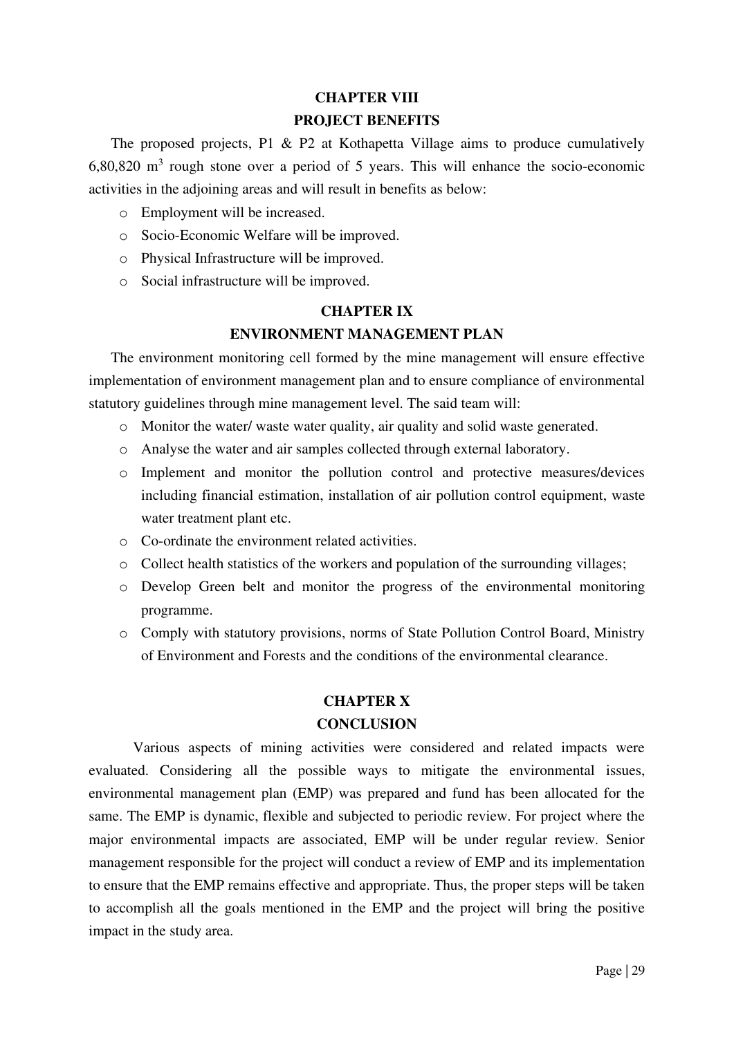# CHAPTER VIII
# PROJECT BENEFITS

The proposed projects, P1 & P2 at Kothapetta Village aims to produce cumulatively 6,80,820 $m^3$ rough stone over a period of 5 years. This will enhance the socio-economic activities in the adjoining areas and will result in benefits as below:

- Employment will be increased.
- Socio-Economic Welfare will be improved.
- Physical Infrastructure will be improved.
- Social infrastructure will be improved.

# CHAPTER IX
# ENVIRONMENT MANAGEMENT PLAN

The environment monitoring cell formed by the mine management will ensure effective implementation of environment management plan and to ensure compliance of environmental statutory guidelines through mine management level. The said team will:

- Monitor the water/ waste water quality, air quality and solid waste generated.
- Analyse the water and air samples collected through external laboratory.
- Implement and monitor the pollution control and protective measures/devices including financial estimation, installation of air pollution control equipment, waste water treatment plant etc.
- Co-ordinate the environment related activities.
- Collect health statistics of the workers and population of the surrounding villages;
- Develop Green belt and monitor the progress of the environmental monitoring programme.
- Comply with statutory provisions, norms of State Pollution Control Board, Ministry of Environment and Forests and the conditions of the environmental clearance.

# CHAPTER X
# CONCLUSION

Various aspects of mining activities were considered and related impacts were evaluated. Considering all the possible ways to mitigate the environmental issues, environmental management plan (EMP) was prepared and fund has been allocated for the same. The EMP is dynamic, flexible and subjected to periodic review. For project where the major environmental impacts are associated, EMP will be under regular review. Senior management responsible for the project will conduct a review of EMP and its implementation to ensure that the EMP remains effective and appropriate. Thus, the proper steps will be taken to accomplish all the goals mentioned in the EMP and the project will bring the positive impact in the study area.